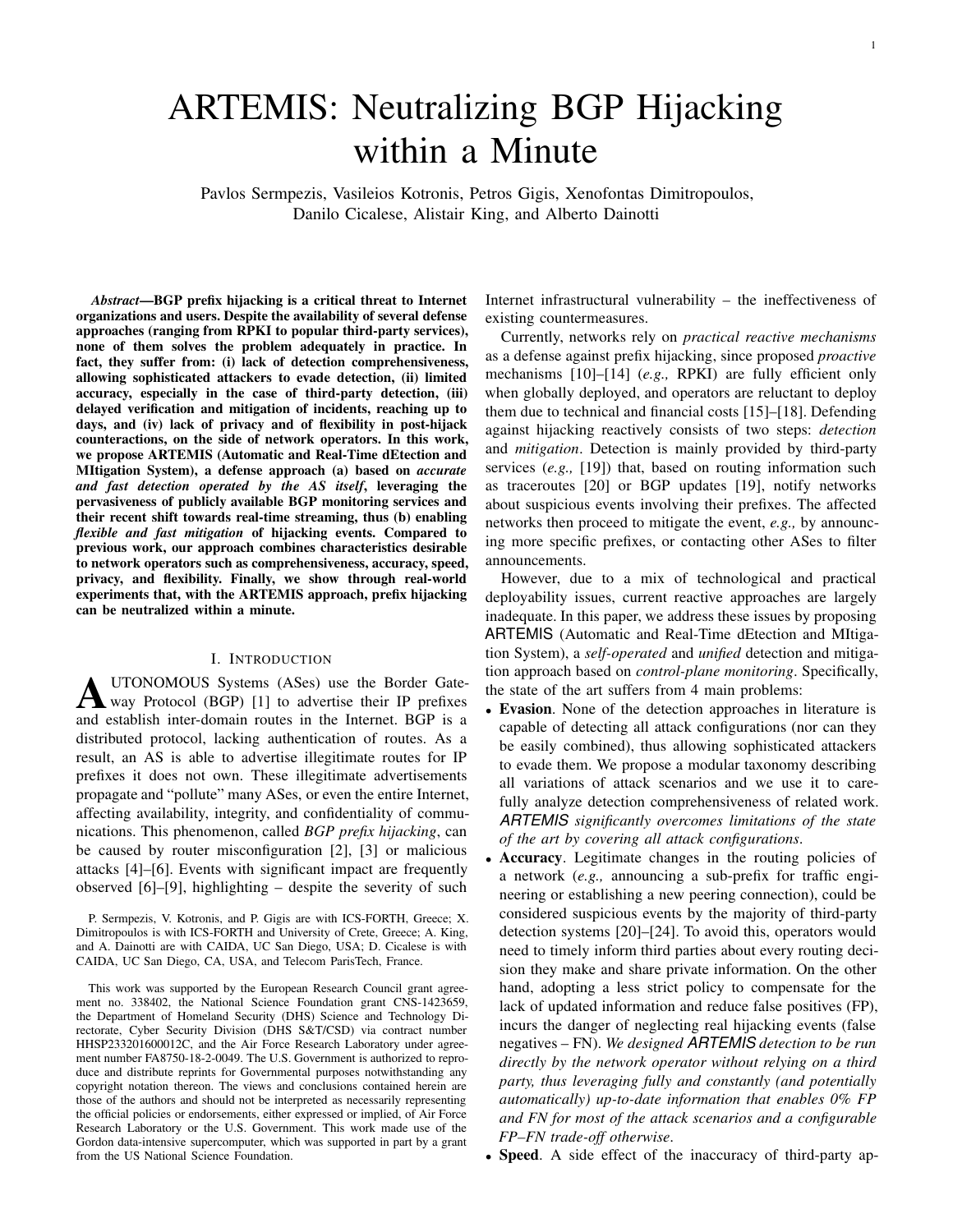# ARTEMIS: Neutralizing BGP Hijacking within a Minute

Pavlos Sermpezis, Vasileios Kotronis, Petros Gigis, Xenofontas Dimitropoulos, Danilo Cicalese, Alistair King, and Alberto Dainotti

***Abstract*—BGP prefix hijacking is a critical threat to Internet organizations and users. Despite the availability of several defense approaches (ranging from RPKI to popular third-party services), none of them solves the problem adequately in practice. In fact, they suffer from: (i) lack of detection comprehensiveness, allowing sophisticated attackers to evade detection, (ii) limited accuracy, especially in the case of third-party detection, (iii) delayed verification and mitigation of incidents, reaching up to days, and (iv) lack of privacy and of flexibility in post-hijack counteractions, on the side of network operators. In this work, we propose ARTEMIS (Automatic and Real-Time dEtection and MItigation System), a defense approach (a) based on *accurate and fast detection operated by the AS itself*, leveraging the pervasiveness of publicly available BGP monitoring services and their recent shift towards real-time streaming, thus (b) enabling *flexible and fast mitigation* of hijacking events. Compared to previous work, our approach combines characteristics desirable to network operators such as comprehensiveness, accuracy, speed, privacy, and flexibility. Finally, we show through real-world experiments that, with the ARTEMIS approach, prefix hijacking can be neutralized within a minute.**

## I. Introduction

Autonomous Systems (ASes) use the Border Gateway Protocol (BGP) [1] to advertise their IP prefixes and establish inter-domain routes in the Internet. BGP is a distributed protocol, lacking authentication of routes. As a result, an AS is able to advertise illegitimate routes for IP prefixes it does not own. These illegitimate advertisements propagate and "pollute" many ASes, or even the entire Internet, affecting availability, integrity, and confidentiality of communications. This phenomenon, called *BGP prefix hijacking*, can be caused by router misconfiguration [2], [3] or malicious attacks [4]–[6]. Events with significant impact are frequently observed [6]–[9], highlighting – despite the severity of such Internet infrastructural vulnerability – the ineffectiveness of existing countermeasures.

P. Sermpezis, V. Kotronis, and P. Gigis are with ICS-FORTH, Greece; X. Dimitropoulos is with ICS-FORTH and University of Crete, Greece; A. King, and A. Dainotti are with CAIDA, UC San Diego, USA; D. Cicalese is with CAIDA, UC San Diego, CA, USA, and Telecom ParisTech, France.

This work was supported by the European Research Council grant agreement no. 338402, the National Science Foundation grant CNS-1423659, the Department of Homeland Security (DHS) Science and Technology Directorate, Cyber Security Division (DHS S&T/CSD) via contract number HHSP233201600012C, and the Air Force Research Laboratory under agreement number FA8750-18-2-0049. The U.S. Government is authorized to reproduce and distribute reprints for Governmental purposes notwithstanding any copyright notation thereon. The views and conclusions contained herein are those of the authors and should not be interpreted as necessarily representing the official policies or endorsements, either expressed or implied, of Air Force Research Laboratory or the U.S. Government. This work made use of the Gordon data-intensive supercomputer, which was supported in part by a grant from the US National Science Foundation.

Currently, networks rely on *practical reactive mechanisms* as a defense against prefix hijacking, since proposed *proactive* mechanisms [10]–[14] (*e.g.,* RPKI) are fully efficient only when globally deployed, and operators are reluctant to deploy them due to technical and financial costs [15]–[18]. Defending against hijacking reactively consists of two steps: *detection* and *mitigation*. Detection is mainly provided by third-party services (*e.g.,* [19]) that, based on routing information such as traceroutes [20] or BGP updates [19], notify networks about suspicious events involving their prefixes. The affected networks then proceed to mitigate the event, *e.g.,* by announcing more specific prefixes, or contacting other ASes to filter announcements.

However, due to a mix of technological and practical deployability issues, current reactive approaches are largely inadequate. In this paper, we address these issues by proposing ARTEMIS (Automatic and Real-Time dEtection and MItigation System), a *self-operated* and *unified* detection and mitigation approach based on *control-plane monitoring*. Specifically, the state of the art suffers from 4 main problems:

- **Evasion**. None of the detection approaches in literature is capable of detecting all attack configurations (nor can they be easily combined), thus allowing sophisticated attackers to evade them. We propose a modular taxonomy describing all variations of attack scenarios and we use it to carefully analyze detection comprehensiveness of related work. *ARTEMIS significantly overcomes limitations of the state of the art by covering all attack configurations*.
- **Accuracy**. Legitimate changes in the routing policies of a network (*e.g.,* announcing a sub-prefix for traffic engineering or establishing a new peering connection), could be considered suspicious events by the majority of third-party detection systems [20]–[24]. To avoid this, operators would need to timely inform third parties about every routing decision they make and share private information. On the other hand, adopting a less strict policy to compensate for the lack of updated information and reduce false positives (FP), incurs the danger of neglecting real hijacking events (false negatives – FN). *We designed ARTEMIS detection to be run directly by the network operator without relying on a third party, thus leveraging fully and constantly (and potentially automatically) up-to-date information that enables 0% FP and FN for most of the attack scenarios and a configurable FP–FN trade-off otherwise*.
- **Speed**. A side effect of the inaccuracy of third-party ap-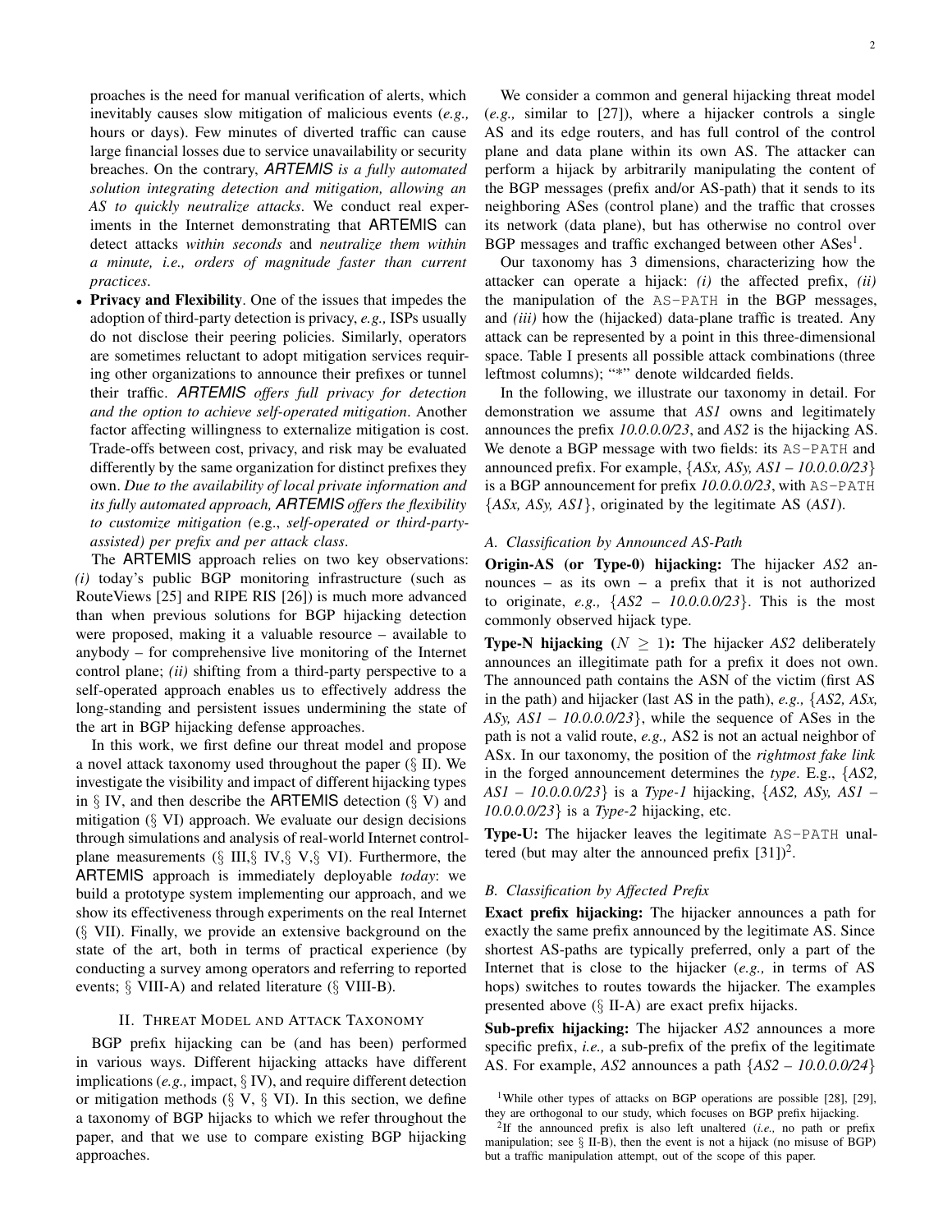proaches is the need for manual verification of alerts, which inevitably causes slow mitigation of malicious events (*e.g.,* hours or days). Few minutes of diverted traffic can cause large financial losses due to service unavailability or security breaches. On the contrary, ***ARTEMIS** is a fully automated solution integrating detection and mitigation, allowing an AS to quickly neutralize attacks*. We conduct real experiments in the Internet demonstrating that ARTEMIS can detect attacks *within seconds* and *neutralize them within a minute, i.e., orders of magnitude faster than current practices*.

- **Privacy and Flexibility**. One of the issues that impedes the adoption of third-party detection is privacy, *e.g.,* ISPs usually do not disclose their peering policies. Similarly, operators are sometimes reluctant to adopt mitigation services requiring other organizations to announce their prefixes or tunnel their traffic. ***ARTEMIS** offers full privacy for detection and the option to achieve self-operated mitigation*. Another factor affecting willingness to externalize mitigation is cost. Trade-offs between cost, privacy, and risk may be evaluated differently by the same organization for distinct prefixes they own. *Due to the availability of local private information and its fully automated approach, **ARTEMIS** offers the flexibility to customize mitigation (*e.g., *self-operated or third-party-assisted) per prefix and per attack class*.

The ARTEMIS approach relies on two key observations: *(i)* today's public BGP monitoring infrastructure (such as RouteViews [25] and RIPE RIS [26]) is much more advanced than when previous solutions for BGP hijacking detection were proposed, making it a valuable resource – available to anybody – for comprehensive live monitoring of the Internet control plane; *(ii)* shifting from a third-party perspective to a self-operated approach enables us to effectively address the long-standing and persistent issues undermining the state of the art in BGP hijacking defense approaches.

In this work, we first define our threat model and propose a novel attack taxonomy used throughout the paper (§ II). We investigate the visibility and impact of different hijacking types in § IV, and then describe the ARTEMIS detection (§ V) and mitigation (§ VI) approach. We evaluate our design decisions through simulations and analysis of real-world Internet control-plane measurements (§ III,§ IV,§ V,§ VI). Furthermore, the ARTEMIS approach is immediately deployable *today*: we build a prototype system implementing our approach, and we show its effectiveness through experiments on the real Internet (§ VII). Finally, we provide an extensive background on the state of the art, both in terms of practical experience (by conducting a survey among operators and referring to reported events; § VIII-A) and related literature (§ VIII-B).

## II. Threat Model and Attack Taxonomy

BGP prefix hijacking can be (and has been) performed in various ways. Different hijacking attacks have different implications (*e.g.,* impact, § IV), and require different detection or mitigation methods (§ V, § VI). In this section, we define a taxonomy of BGP hijacks to which we refer throughout the paper, and that we use to compare existing BGP hijacking approaches.

We consider a common and general hijacking threat model (*e.g.,* similar to [27]), where a hijacker controls a single AS and its edge routers, and has full control of the control plane and data plane within its own AS. The attacker can perform a hijack by arbitrarily manipulating the content of the BGP messages (prefix and/or AS-path) that it sends to its neighboring ASes (control plane) and the traffic that crosses its network (data plane), but has otherwise no control over BGP messages and traffic exchanged between other ASes[1].

Our taxonomy has 3 dimensions, characterizing how the attacker can operate a hijack: *(i)* the affected prefix, *(ii)* the manipulation of the AS-PATH in the BGP messages, and *(iii)* how the (hijacked) data-plane traffic is treated. Any attack can be represented by a point in this three-dimensional space. Table I presents all possible attack combinations (three leftmost columns); "*" denote wildcarded fields.

In the following, we illustrate our taxonomy in detail. For demonstration we assume that *AS1* owns and legitimately announces the prefix *10.0.0.0/23*, and *AS2* is the hijacking AS. We denote a BGP message with two fields: its AS-PATH and announced prefix. For example, {*ASx, ASy, AS1 – 10.0.0.0/23*} is a BGP announcement for prefix *10.0.0.0/23*, with AS-PATH {*ASx, ASy, AS1*}, originated by the legitimate AS (*AS1*).

### A. Classification by Announced AS-Path

**Origin-AS (or Type-0) hijacking:** The hijacker *AS2* announces – as its own – a prefix that it is not authorized to originate, *e.g.,* {*AS2 – 10.0.0.0/23*}. This is the most commonly observed hijack type.

**Type-N hijacking ($N \geq 1$):** The hijacker *AS2* deliberately announces an illegitimate path for a prefix it does not own. The announced path contains the ASN of the victim (first AS in the path) and hijacker (last AS in the path), *e.g.,* {*AS2, ASx, ASy, AS1 – 10.0.0.0/23*}, while the sequence of ASes in the path is not a valid route, *e.g.,* AS2 is not an actual neighbor of ASx. In our taxonomy, the position of the *rightmost fake link* in the forged announcement determines the *type*. E.g., {*AS2, AS1 – 10.0.0.0/23*} is a *Type-1* hijacking, {*AS2, ASy, AS1 – 10.0.0.0/23*} is a *Type-2* hijacking, etc.

**Type-U:** The hijacker leaves the legitimate AS-PATH unaltered (but may alter the announced prefix [31])[2].

### B. Classification by Affected Prefix

**Exact prefix hijacking:** The hijacker announces a path for exactly the same prefix announced by the legitimate AS. Since shortest AS-paths are typically preferred, only a part of the Internet that is close to the hijacker (*e.g.,* in terms of AS hops) switches to routes towards the hijacker. The examples presented above (§ II-A) are exact prefix hijacks.

**Sub-prefix hijacking:** The hijacker *AS2* announces a more specific prefix, *i.e.,* a sub-prefix of the prefix of the legitimate AS. For example, *AS2* announces a path {*AS2 – 10.0.0.0/24*}

[1] While other types of attacks on BGP operations are possible [28], [29], they are orthogonal to our study, which focuses on BGP prefix hijacking.

[2] If the announced prefix is also left unaltered (*i.e.,* no path or prefix manipulation; see § II-B), then the event is not a hijack (no misuse of BGP) but a traffic manipulation attempt, out of the scope of this paper.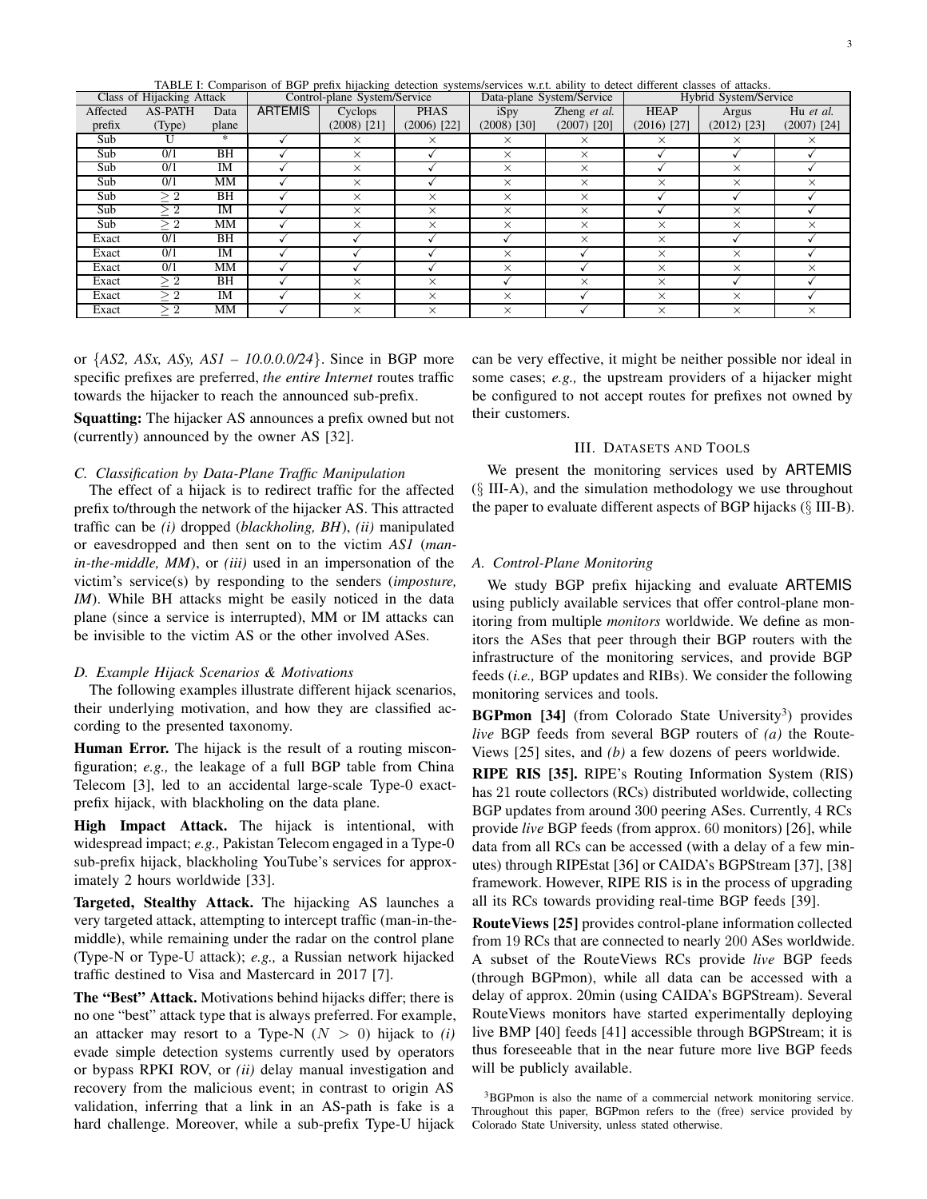TABLE I: Comparison of BGP prefix hijacking detection systems/services w.r.t. ability to detect different classes of attacks.

| Class of Hijacking Attack | | | Control-plane System/Service | | | Data-plane System/Service | | Hybrid System/Service | | |
|---|---|---|---|---|---|---|---|---|---|---|
| Affected prefix | AS-PATH (Type) | Data plane | ARTEMIS | Cyclops (2008) [21] | PHAS (2006) [22] | iSpy (2008) [30] | Zheng *et al.* (2007) [20] | HEAP (2016) [27] | Argus (2012) [23] | Hu *et al.* (2007) [24] |
| Sub | U | * | ✓ | × | × | × | × | × | × | × |
| Sub | 0/1 | BH | ✓ | × | ✓ | × | × | ✓ | ✓ | ✓ |
| Sub | 0/1 | IM | ✓ | × | ✓ | × | × | ✓ | × | ✓ |
| Sub | 0/1 | MM | ✓ | × | ✓ | × | × | × | × | × |
| Sub | $\geq 2$ | BH | ✓ | × | × | × | × | ✓ | ✓ | ✓ |
| Sub | $\geq 2$ | IM | ✓ | × | × | × | × | ✓ | × | ✓ |
| Sub | $\geq 2$ | MM | ✓ | × | × | × | × | × | × | × |
| Exact | 0/1 | BH | ✓ | ✓ | ✓ | ✓ | × | × | ✓ | ✓ |
| Exact | 0/1 | IM | ✓ | ✓ | ✓ | × | ✓ | × | × | ✓ |
| Exact | 0/1 | MM | ✓ | ✓ | ✓ | × | ✓ | × | × | × |
| Exact | $\geq 2$ | BH | ✓ | × | × | ✓ | × | × | ✓ | ✓ |
| Exact | $\geq 2$ | IM | ✓ | × | × | × | ✓ | × | × | ✓ |
| Exact | $\geq 2$ | MM | ✓ | × | × | × | ✓ | × | × | × |

or {*AS2, ASx, ASy, AS1 – 10.0.0.0/24*}. Since in BGP more specific prefixes are preferred, *the entire Internet* routes traffic towards the hijacker to reach the announced sub-prefix.

**Squatting:** The hijacker AS announces a prefix owned but not (currently) announced by the owner AS [32].

### C. Classification by Data-Plane Traffic Manipulation

The effect of a hijack is to redirect traffic for the affected prefix to/through the network of the hijacker AS. This attracted traffic can be *(i)* dropped (*blackholing, BH*), *(ii)* manipulated or eavesdropped and then sent on to the victim *AS1* (*man-in-the-middle, MM*), or *(iii)* used in an impersonation of the victim's service(s) by responding to the senders (*imposture, IM*). While BH attacks might be easily noticed in the data plane (since a service is interrupted), MM or IM attacks can be invisible to the victim AS or the other involved ASes.

### D. Example Hijack Scenarios & Motivations

The following examples illustrate different hijack scenarios, their underlying motivation, and how they are classified according to the presented taxonomy.

**Human Error.** The hijack is the result of a routing misconfiguration; *e.g.,* the leakage of a full BGP table from China Telecom [3], led to an accidental large-scale Type-0 exact-prefix hijack, with blackholing on the data plane.

**High Impact Attack.** The hijack is intentional, with widespread impact; *e.g.,* Pakistan Telecom engaged in a Type-0 sub-prefix hijack, blackholing YouTube's services for approximately 2 hours worldwide [33].

**Targeted, Stealthy Attack.** The hijacking AS launches a very targeted attack, attempting to intercept traffic (man-in-the-middle), while remaining under the radar on the control plane (Type-N or Type-U attack); *e.g.,* a Russian network hijacked traffic destined to Visa and Mastercard in 2017 [7].

**The "Best" Attack.** Motivations behind hijacks differ; there is no one "best" attack type that is always preferred. For example, an attacker may resort to a Type-N ($N > 0$) hijack to *(i)* evade simple detection systems currently used by operators or bypass RPKI ROV, or *(ii)* delay manual investigation and recovery from the malicious event; in contrast to origin AS validation, inferring that a link in an AS-path is fake is a hard challenge. Moreover, while a sub-prefix Type-U hijack can be very effective, it might be neither possible nor ideal in some cases; *e.g.,* the upstream providers of a hijacker might be configured to not accept routes for prefixes not owned by their customers.

## III. Datasets and Tools

We present the monitoring services used by ARTEMIS (§ III-A), and the simulation methodology we use throughout the paper to evaluate different aspects of BGP hijacks (§ III-B).

### A. Control-Plane Monitoring

We study BGP prefix hijacking and evaluate ARTEMIS using publicly available services that offer control-plane monitoring from multiple *monitors* worldwide. We define as monitors the ASes that peer through their BGP routers with the infrastructure of the monitoring services, and provide BGP feeds (*i.e.,* BGP updates and RIBs). We consider the following monitoring services and tools.

**BGPmon [34]** (from Colorado State University[3]) provides *live* BGP feeds from several BGP routers of *(a)* the RouteViews [25] sites, and *(b)* a few dozens of peers worldwide.

**RIPE RIS [35].** RIPE's Routing Information System (RIS) has 21 route collectors (RCs) distributed worldwide, collecting BGP updates from around 300 peering ASes. Currently, 4 RCs provide *live* BGP feeds (from approx. 60 monitors) [26], while data from all RCs can be accessed (with a delay of a few minutes) through RIPEstat [36] or CAIDA's BGPStream [37], [38] framework. However, RIPE RIS is in the process of upgrading all its RCs towards providing real-time BGP feeds [39].

**RouteViews [25]** provides control-plane information collected from 19 RCs that are connected to nearly 200 ASes worldwide. A subset of the RouteViews RCs provide *live* BGP feeds (through BGPmon), while all data can be accessed with a delay of approx. 20min (using CAIDA's BGPStream). Several RouteViews monitors have started experimentally deploying live BMP [40] feeds [41] accessible through BGPStream; it is thus foreseeable that in the near future more live BGP feeds will be publicly available.

[3]BGPmon is also the name of a commercial network monitoring service. Throughout this paper, BGPmon refers to the (free) service provided by Colorado State University, unless stated otherwise.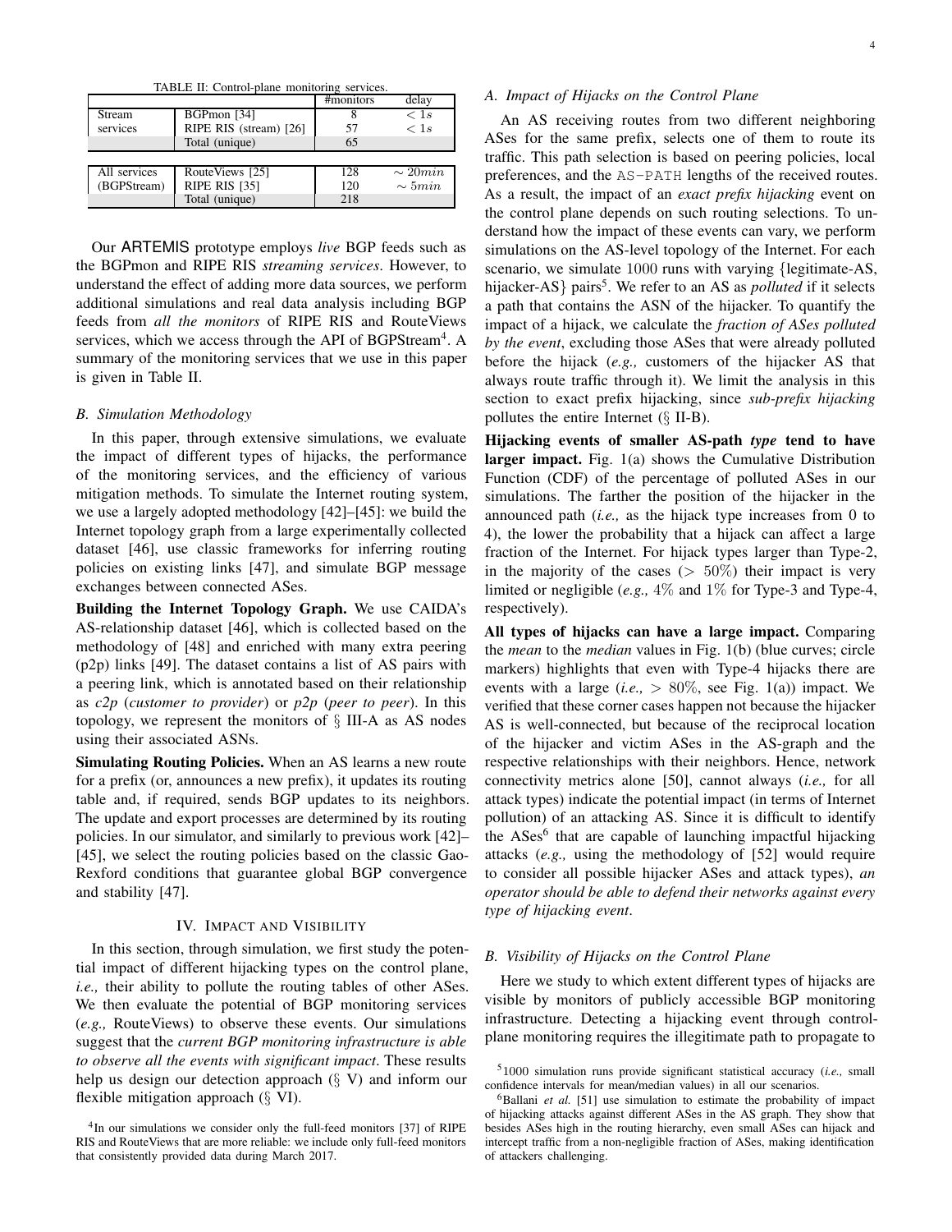TABLE II: Control-plane monitoring services.

| | | #monitors | delay |
|---|---|---|---|
| Stream services | BGPmon [34] | 8 | $< 1s$ |
| | RIPE RIS (stream) [26] | 57 | $< 1s$ |
| | Total (unique) | 65 | |
| All services (BGPStream) | RouteViews [25] | 128 | $\sim 20min$ |
| | RIPE RIS [35] | 120 | $\sim 5min$ |
| | Total (unique) | 218 | |

Our ARTEMIS prototype employs *live* BGP feeds such as the BGPmon and RIPE RIS *streaming services*. However, to understand the effect of adding more data sources, we perform additional simulations and real data analysis including BGP feeds from *all the monitors* of RIPE RIS and RouteViews services, which we access through the API of BGPStream[4]. A summary of the monitoring services that we use in this paper is given in Table II.

### B. Simulation Methodology

In this paper, through extensive simulations, we evaluate the impact of different types of hijacks, the performance of the monitoring services, and the efficiency of various mitigation methods. To simulate the Internet routing system, we use a largely adopted methodology [42]–[45]: we build the Internet topology graph from a large experimentally collected dataset [46], use classic frameworks for inferring routing policies on existing links [47], and simulate BGP message exchanges between connected ASes.

**Building the Internet Topology Graph.** We use CAIDA's AS-relationship dataset [46], which is collected based on the methodology of [48] and enriched with many extra peering (p2p) links [49]. The dataset contains a list of AS pairs with a peering link, which is annotated based on their relationship as *c2p* (*customer to provider*) or *p2p* (*peer to peer*). In this topology, we represent the monitors of § III-A as AS nodes using their associated ASNs.

**Simulating Routing Policies.** When an AS learns a new route for a prefix (or, announces a new prefix), it updates its routing table and, if required, sends BGP updates to its neighbors. The update and export processes are determined by its routing policies. In our simulator, and similarly to previous work [42]–[45], we select the routing policies based on the classic Gao-Rexford conditions that guarantee global BGP convergence and stability [47].

## IV. Impact and Visibility

In this section, through simulation, we first study the potential impact of different hijacking types on the control plane, *i.e.,* their ability to pollute the routing tables of other ASes. We then evaluate the potential of BGP monitoring services (*e.g.,* RouteViews) to observe these events. Our simulations suggest that the *current BGP monitoring infrastructure is able to observe all the events with significant impact*. These results help us design our detection approach (§ V) and inform our flexible mitigation approach (§ VI).

[4] In our simulations we consider only the full-feed monitors [37] of RIPE RIS and RouteViews that are more reliable: we include only full-feed monitors that consistently provided data during March 2017.

### A. Impact of Hijacks on the Control Plane

An AS receiving routes from two different neighboring ASes for the same prefix, selects one of them to route its traffic. This path selection is based on peering policies, local preferences, and the AS-PATH lengths of the received routes. As a result, the impact of an *exact prefix hijacking* event on the control plane depends on such routing selections. To understand how the impact of these events can vary, we perform simulations on the AS-level topology of the Internet. For each scenario, we simulate 1000 runs with varying {legitimate-AS, hijacker-AS} pairs[5]. We refer to an AS as *polluted* if it selects a path that contains the ASN of the hijacker. To quantify the impact of a hijack, we calculate the *fraction of ASes polluted by the event*, excluding those ASes that were already polluted before the hijack (*e.g.,* customers of the hijacker AS that always route traffic through it). We limit the analysis in this section to exact prefix hijacking, since *sub-prefix hijacking* pollutes the entire Internet (§ II-B).

**Hijacking events of smaller AS-path *type* tend to have larger impact.** Fig. 1(a) shows the Cumulative Distribution Function (CDF) of the percentage of polluted ASes in our simulations. The farther the position of the hijacker in the announced path (*i.e.,* as the hijack type increases from 0 to 4), the lower the probability that a hijack can affect a large fraction of the Internet. For hijack types larger than Type-2, in the majority of the cases ($> 50\%$) their impact is very limited or negligible (*e.g.,* $4\%$ and $1\%$ for Type-3 and Type-4, respectively).

**All types of hijacks can have a large impact.** Comparing the *mean* to the *median* values in Fig. 1(b) (blue curves; circle markers) highlights that even with Type-4 hijacks there are events with a large (*i.e.,* $> 80\%$, see Fig. 1(a)) impact. We verified that these corner cases happen not because the hijacker AS is well-connected, but because of the reciprocal location of the hijacker and victim ASes in the AS-graph and the respective relationships with their neighbors. Hence, network connectivity metrics alone [50], cannot always (*i.e.,* for all attack types) indicate the potential impact (in terms of Internet pollution) of an attacking AS. Since it is difficult to identify the ASes[6] that are capable of launching impactful hijacking attacks (*e.g.,* using the methodology of [52] would require to consider all possible hijacker ASes and attack types), *an operator should be able to defend their networks against every type of hijacking event*.

### B. Visibility of Hijacks on the Control Plane

Here we study to which extent different types of hijacks are visible by monitors of publicly accessible BGP monitoring infrastructure. Detecting a hijacking event through control-plane monitoring requires the illegitimate path to propagate to

[5] 1000 simulation runs provide significant statistical accuracy (*i.e.,* small confidence intervals for mean/median values) in all our scenarios.

[6] Ballani *et al.* [51] use simulation to estimate the probability of impact of hijacking attacks against different ASes in the AS graph. They show that besides ASes high in the routing hierarchy, even small ASes can hijack and intercept traffic from a non-negligible fraction of ASes, making identification of attackers challenging.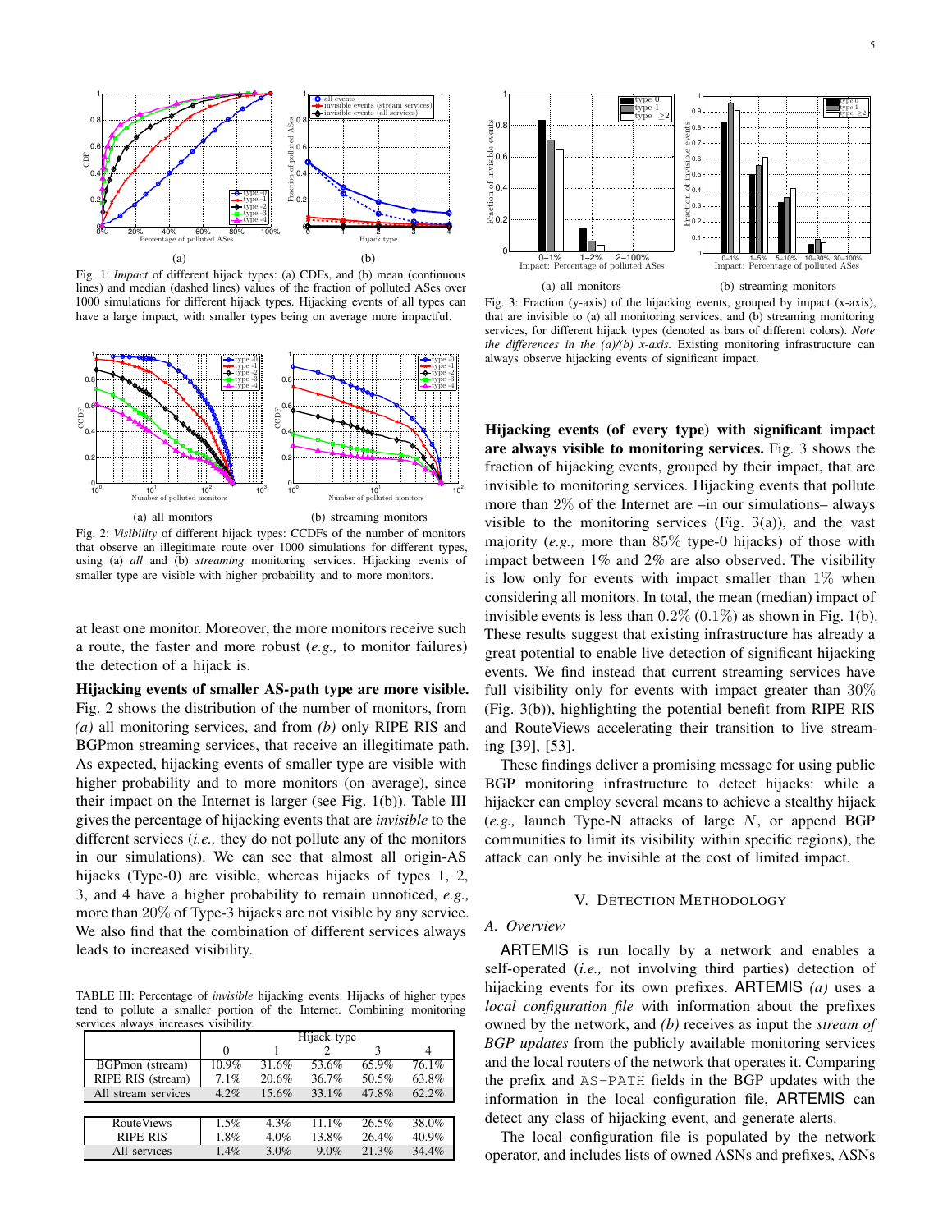Fig. 1: *Impact* of different hijack types: (a) CDFs, and (b) mean (continuous lines) and median (dashed lines) values of the fraction of polluted ASes over 1000 simulations for different hijack types. Hijacking events of all types can have a large impact, with smaller types being on average more impactful.

Fig. 2: *Visibility* of different hijack types: CCDFs of the number of monitors that observe an illegitimate route over 1000 simulations for different types, using (a) *all* and (b) *streaming* monitoring services. Hijacking events of smaller type are visible with higher probability and to more monitors.

at least one monitor. Moreover, the more monitors receive such a route, the faster and more robust (*e.g.,* to monitor failures) the detection of a hijack is.

**Hijacking events of smaller AS-path type are more visible.** Fig. 2 shows the distribution of the number of monitors, from *(a)* all monitoring services, and from *(b)* only RIPE RIS and BGPmon streaming services, that receive an illegitimate path. As expected, hijacking events of smaller type are visible with higher probability and to more monitors (on average), since their impact on the Internet is larger (see Fig. 1(b)). Table III gives the percentage of hijacking events that are *invisible* to the different services (*i.e.,* they do not pollute any of the monitors in our simulations). We can see that almost all origin-AS hijacks (Type-0) are visible, whereas hijacks of types 1, 2, 3, and 4 have a higher probability to remain unnoticed, *e.g.,* more than 20% of Type-3 hijacks are not visible by any service. We also find that the combination of different services always leads to increased visibility.

TABLE III: Percentage of *invisible* hijacking events. Hijacks of higher types tend to pollute a smaller portion of the Internet. Combining monitoring services always increases visibility.

| | Hijack type | | | | |
|---|---|---|---|---|---|
| | 0 | 1 | 2 | 3 | 4 |
| BGPmon (stream) | 10.9% | 31.6% | 53.6% | 65.9% | 76.1% |
| RIPE RIS (stream) | 7.1% | 20.6% | 36.7% | 50.5% | 63.8% |
| All stream services | 4.2% | 15.6% | 33.1% | 47.8% | 62.2% |
| RouteViews | 1.5% | 4.3% | 11.1% | 26.5% | 38.0% |
| RIPE RIS | 1.8% | 4.0% | 13.8% | 26.4% | 40.9% |
| All services | 1.4% | 3.0% | 9.0% | 21.3% | 34.4% |

Fig. 3: Fraction (y-axis) of the hijacking events, grouped by impact (x-axis), that are invisible to (a) all monitoring services, and (b) streaming monitoring services, for different hijack types (denoted as bars of different colors). *Note the differences in the (a)/(b) x-axis.* Existing monitoring infrastructure can always observe hijacking events of significant impact.

**Hijacking events (of every type) with significant impact are always visible to monitoring services.** Fig. 3 shows the fraction of hijacking events, grouped by their impact, that are invisible to monitoring services. Hijacking events that pollute more than 2% of the Internet are –in our simulations– always visible to the monitoring services (Fig. 3(a)), and the vast majority (*e.g.,* more than 85% type-0 hijacks) of those with impact between 1% and 2% are also observed. The visibility is low only for events with impact smaller than 1% when considering all monitors. In total, the mean (median) impact of invisible events is less than 0.2% (0.1%) as shown in Fig. 1(b). These results suggest that existing infrastructure has already a great potential to enable live detection of significant hijacking events. We find instead that current streaming services have full visibility only for events with impact greater than 30% (Fig. 3(b)), highlighting the potential benefit from RIPE RIS and RouteViews accelerating their transition to live streaming [39], [53].

These findings deliver a promising message for using public BGP monitoring infrastructure to detect hijacks: while a hijacker can employ several means to achieve a stealthy hijack (*e.g.,* launch Type-N attacks of large $N$, or append BGP communities to limit its visibility within specific regions), the attack can only be invisible at the cost of limited impact.

## V. Detection Methodology

### A. Overview

ARTEMIS is run locally by a network and enables a self-operated (*i.e.,* not involving third parties) detection of hijacking events for its own prefixes. ARTEMIS *(a)* uses a *local configuration file* with information about the prefixes owned by the network, and *(b)* receives as input the *stream of BGP updates* from the publicly available monitoring services and the local routers of the network that operates it. Comparing the prefix and AS-PATH fields in the BGP updates with the information in the local configuration file, ARTEMIS can detect any class of hijacking event, and generate alerts.

The local configuration file is populated by the network operator, and includes lists of owned ASNs and prefixes, ASNs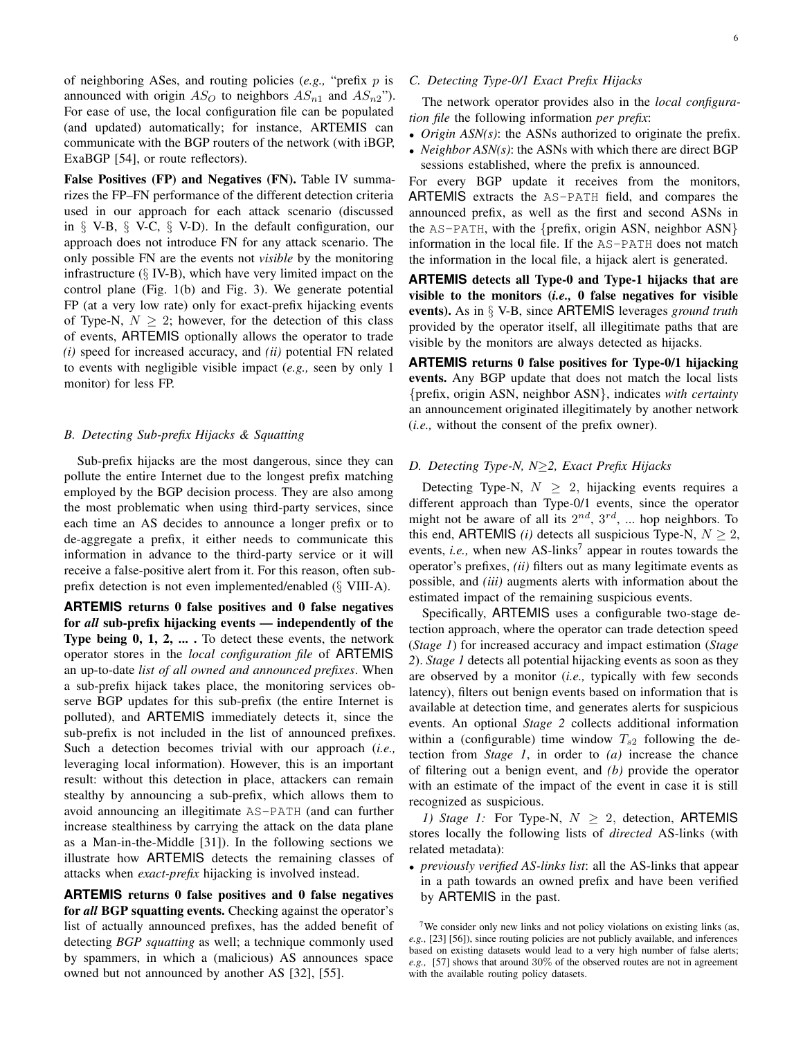of neighboring ASes, and routing policies (*e.g.,* "prefix $p$ is announced with origin $AS_O$ to neighbors $AS_{n1}$ and $AS_{n2}$"). For ease of use, the local configuration file can be populated (and updated) automatically; for instance, ARTEMIS can communicate with the BGP routers of the network (with iBGP, ExaBGP [54], or route reflectors).

**False Positives (FP) and Negatives (FN).** Table IV summarizes the FP–FN performance of the different detection criteria used in our approach for each attack scenario (discussed in § V-B, § V-C, § V-D). In the default configuration, our approach does not introduce FN for any attack scenario. The only possible FN are the events not *visible* by the monitoring infrastructure (§ IV-B), which have very limited impact on the control plane (Fig. 1(b) and Fig. 3). We generate potential FP (at a very low rate) only for exact-prefix hijacking events of Type-N, $N \geq 2$; however, for the detection of this class of events, ARTEMIS optionally allows the operator to trade *(i)* speed for increased accuracy, and *(ii)* potential FN related to events with negligible visible impact (*e.g.,* seen by only 1 monitor) for less FP.

### B. Detecting Sub-prefix Hijacks & Squatting

Sub-prefix hijacks are the most dangerous, since they can pollute the entire Internet due to the longest prefix matching employed by the BGP decision process. They are also among the most problematic when using third-party services, since each time an AS decides to announce a longer prefix or to de-aggregate a prefix, it either needs to communicate this information in advance to the third-party service or it will receive a false-positive alert from it. For this reason, often sub-prefix detection is not even implemented/enabled (§ VIII-A).

**ARTEMIS returns 0 false positives and 0 false negatives for *all* sub-prefix hijacking events — independently of the Type being 0, 1, 2, ... .** To detect these events, the network operator stores in the *local configuration file* of ARTEMIS an up-to-date *list of all owned and announced prefixes*. When a sub-prefix hijack takes place, the monitoring services observe BGP updates for this sub-prefix (the entire Internet is polluted), and ARTEMIS immediately detects it, since the sub-prefix is not included in the list of announced prefixes. Such a detection becomes trivial with our approach (*i.e.,* leveraging local information). However, this is an important result: without this detection in place, attackers can remain stealthy by announcing a sub-prefix, which allows them to avoid announcing an illegitimate AS-PATH (and can further increase stealthiness by carrying the attack on the data plane as a Man-in-the-Middle [31]). In the following sections we illustrate how ARTEMIS detects the remaining classes of attacks when *exact-prefix* hijacking is involved instead.

**ARTEMIS returns 0 false positives and 0 false negatives for *all* BGP squatting events.** Checking against the operator's list of actually announced prefixes, has the added benefit of detecting *BGP squatting* as well; a technique commonly used by spammers, in which a (malicious) AS announces space owned but not announced by another AS [32], [55].

### C. Detecting Type-0/1 Exact Prefix Hijacks

The network operator provides also in the *local configuration file* the following information *per prefix*:

- *Origin ASN(s)*: the ASNs authorized to originate the prefix.
- *Neighbor ASN(s)*: the ASNs with which there are direct BGP sessions established, where the prefix is announced.

For every BGP update it receives from the monitors, ARTEMIS extracts the AS-PATH field, and compares the announced prefix, as well as the first and second ASNs in the AS-PATH, with the {prefix, origin ASN, neighbor ASN} information in the local file. If the AS-PATH does not match the information in the local file, a hijack alert is generated.

**ARTEMIS detects all Type-0 and Type-1 hijacks that are visible to the monitors (*i.e.,* 0 false negatives for visible events).** As in § V-B, since ARTEMIS leverages *ground truth* provided by the operator itself, all illegitimate paths that are visible by the monitors are always detected as hijacks.

**ARTEMIS returns 0 false positives for Type-0/1 hijacking events.** Any BGP update that does not match the local lists {prefix, origin ASN, neighbor ASN}, indicates *with certainty* an announcement originated illegitimately by another network (*i.e.,* without the consent of the prefix owner).

### D. Detecting Type-N, N≥2, Exact Prefix Hijacks

Detecting Type-N, $N \geq 2$, hijacking events requires a different approach than Type-0/1 events, since the operator might not be aware of all its $2^{nd}$, $3^{rd}$, ... hop neighbors. To this end, ARTEMIS *(i)* detects all suspicious Type-N, $N \geq 2$, events, *i.e.,* when new AS-links[7] appear in routes towards the operator's prefixes, *(ii)* filters out as many legitimate events as possible, and *(iii)* augments alerts with information about the estimated impact of the remaining suspicious events.

Specifically, ARTEMIS uses a configurable two-stage detection approach, where the operator can trade detection speed (*Stage 1*) for increased accuracy and impact estimation (*Stage 2*). *Stage 1* detects all potential hijacking events as soon as they are observed by a monitor (*i.e.,* typically with few seconds latency), filters out benign events based on information that is available at detection time, and generates alerts for suspicious events. An optional *Stage 2* collects additional information within a (configurable) time window $T_{s2}$ following the detection from *Stage 1*, in order to *(a)* increase the chance of filtering out a benign event, and *(b)* provide the operator with an estimate of the impact of the event in case it is still recognized as suspicious.

*1) Stage 1:* For Type-N, $N \geq 2$, detection, ARTEMIS stores locally the following lists of *directed* AS-links (with related metadata):

- *previously verified AS-links list*: all the AS-links that appear in a path towards an owned prefix and have been verified by ARTEMIS in the past.

[7] We consider only new links and not policy violations on existing links (as, *e.g.,* [23] [56]), since routing policies are not publicly available, and inferences based on existing datasets would lead to a very high number of false alerts; *e.g.,* [57] shows that around 30% of the observed routes are not in agreement with the available routing policy datasets.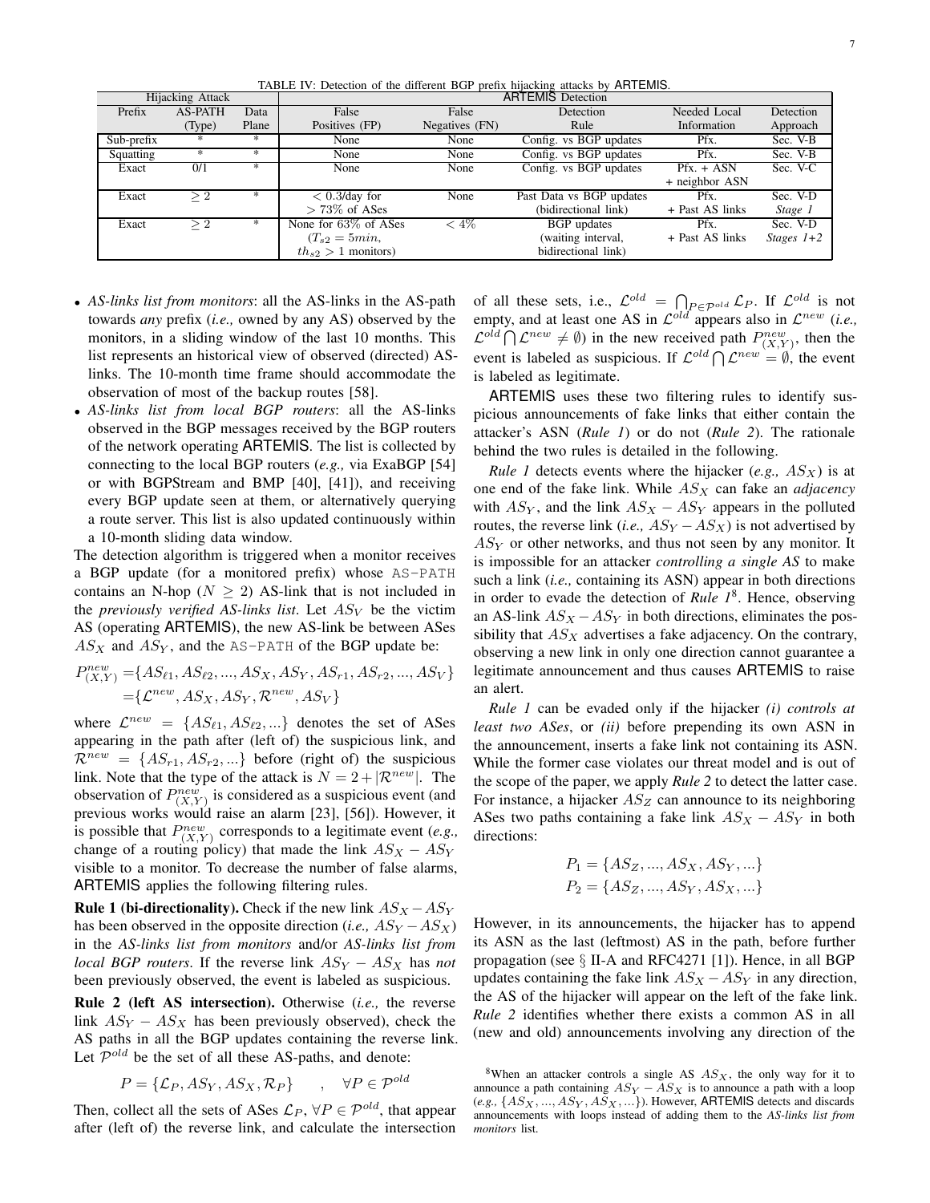TABLE IV: Detection of the different BGP prefix hijacking attacks by ARTEMIS.

| Hijacking Attack | | | ARTEMIS Detection | | | | |
|---|---|---|---|---|---|---|---|
| Prefix | AS-PATH (Type) | Data Plane | False Positives (FP) | False Negatives (FN) | Detection Rule | Needed Local Information | Detection Approach |
| Sub-prefix | * | * | None | None | Config. vs BGP updates | Pfx. | Sec. V-B |
| Squatting | * | * | None | None | Config. vs BGP updates | Pfx. | Sec. V-B |
| Exact | 0/1 | * | None | None | Config. vs BGP updates | Pfx. + ASN + neighbor ASN | Sec. V-C |
| Exact | $\geq 2$ | * | $< 0.3$/day for $> 73\%$ of ASes | None | Past Data vs BGP updates (bidirectional link) | Pfx. + Past AS links | Sec. V-D *Stage 1* |
| Exact | $\geq 2$ | * | None for $63\%$ of ASes ($T_{s2} = 5min$, $th_{s2} > 1$ monitors) | $< 4\%$ | BGP updates (waiting interval, bidirectional link) | Pfx. + Past AS links | Sec. V-D *Stages 1+2* |

- *AS-links list from monitors*: all the AS-links in the AS-path towards *any* prefix (*i.e.,* owned by any AS) observed by the monitors, in a sliding window of the last 10 months. This list represents an historical view of observed (directed) AS-links. The 10-month time frame should accommodate the observation of most of the backup routes [58].
- *AS-links list from local BGP routers*: all the AS-links observed in the BGP messages received by the BGP routers of the network operating ARTEMIS. The list is collected by connecting to the local BGP routers (*e.g.,* via ExaBGP [54] or with BGPStream and BMP [40], [41]), and receiving every BGP update seen at them, or alternatively querying a route server. This list is also updated continuously within a 10-month sliding data window.

The detection algorithm is triggered when a monitor receives a BGP update (for a monitored prefix) whose AS-PATH contains an N-hop ($N \geq 2$) AS-link that is not included in the *previously verified AS-links list*. Let $AS_V$ be the victim AS (operating ARTEMIS), the new AS-link be between ASes $AS_X$ and $AS_Y$, and the AS-PATH of the BGP update be:

$$
\begin{aligned}
P^{new}_{(X,Y)} &= \{AS_{\ell 1}, AS_{\ell 2}, ..., AS_X, AS_Y, AS_{r1}, AS_{r2}, ..., AS_V\} \\
&= \{\mathcal{L}^{new}, AS_X, AS_Y, \mathcal{R}^{new}, AS_V\}
\end{aligned}
$$

where $\mathcal{L}^{new} = \{AS_{\ell 1}, AS_{\ell 2}, ...\}$ denotes the set of ASes appearing in the path after (left of) the suspicious link, and $\mathcal{R}^{new} = \{AS_{r1}, AS_{r2}, ...\}$ before (right of) the suspicious link. Note that the type of the attack is $N = 2 + |\mathcal{R}^{new}|$. The observation of $P^{new}_{(X,Y)}$ is considered as a suspicious event (and previous works would raise an alarm [23], [56]). However, it is possible that $P^{new}_{(X,Y)}$ corresponds to a legitimate event (*e.g.,* change of a routing policy) that made the link $AS_X - AS_Y$ visible to a monitor. To decrease the number of false alarms, ARTEMIS applies the following filtering rules.

**Rule 1 (bi-directionality).** Check if the new link $AS_X - AS_Y$ has been observed in the opposite direction (*i.e.,* $AS_Y - AS_X$) in the *AS-links list from monitors* and/or *AS-links list from local BGP routers*. If the reverse link $AS_Y - AS_X$ has *not* been previously observed, the event is labeled as suspicious.

**Rule 2 (left AS intersection).** Otherwise (*i.e.,* the reverse link $AS_Y - AS_X$ has been previously observed), check the AS paths in all the BGP updates containing the reverse link. Let $\mathcal{P}^{old}$ be the set of all these AS-paths, and denote:

$$
P = \{\mathcal{L}_P, AS_Y, AS_X, \mathcal{R}_P\} \qquad , \quad \forall P \in \mathcal{P}^{old}
$$

Then, collect all the sets of ASes $\mathcal{L}_P$, $\forall P \in \mathcal{P}^{old}$, that appear after (left of) the reverse link, and calculate the intersection of all these sets, i.e., $\mathcal{L}^{old} = \bigcap_{P \in \mathcal{P}^{old}} \mathcal{L}_P$. If $\mathcal{L}^{old}$ is not empty, and at least one AS in $\mathcal{L}^{old}$ appears also in $\mathcal{L}^{new}$ (*i.e.,* $\mathcal{L}^{old} \bigcap \mathcal{L}^{new} \neq \emptyset$) in the new received path $P^{new}_{(X,Y)}$, then the event is labeled as suspicious. If $\mathcal{L}^{old} \bigcap \mathcal{L}^{new} = \emptyset$, the event is labeled as legitimate.

ARTEMIS uses these two filtering rules to identify suspicious announcements of fake links that either contain the attacker's ASN (*Rule 1*) or do not (*Rule 2*). The rationale behind the two rules is detailed in the following.

*Rule 1* detects events where the hijacker (*e.g.,* $AS_X$) is at one end of the fake link. While $AS_X$ can fake an *adjacency* with $AS_Y$, and the link $AS_X - AS_Y$ appears in the polluted routes, the reverse link (*i.e.,* $AS_Y - AS_X$) is not advertised by $AS_Y$ or other networks, and thus not seen by any monitor. It is impossible for an attacker *controlling a single AS* to make such a link (*i.e.,* containing its ASN) appear in both directions in order to evade the detection of *Rule 1*[8]. Hence, observing an AS-link $AS_X - AS_Y$ in both directions, eliminates the possibility that $AS_X$ advertises a fake adjacency. On the contrary, observing a new link in only one direction cannot guarantee a legitimate announcement and thus causes ARTEMIS to raise an alert.

*Rule 1* can be evaded only if the hijacker *(i) controls at least two ASes*, or *(ii)* before prepending its own ASN in the announcement, inserts a fake link not containing its ASN. While the former case violates our threat model and is out of the scope of the paper, we apply *Rule 2* to detect the latter case. For instance, a hijacker $AS_Z$ can announce to its neighboring ASes two paths containing a fake link $AS_X - AS_Y$ in both directions:

$$
\begin{aligned}
P_1 &= \{AS_Z, ..., AS_X, AS_Y, ...\} \\
P_2 &= \{AS_Z, ..., AS_Y, AS_X, ...\}
\end{aligned}
$$

However, in its announcements, the hijacker has to append its ASN as the last (leftmost) AS in the path, before further propagation (see § II-A and RFC4271 [1]). Hence, in all BGP updates containing the fake link $AS_X - AS_Y$ in any direction, the AS of the hijacker will appear on the left of the fake link. *Rule 2* identifies whether there exists a common AS in all (new and old) announcements involving any direction of the

[8] When an attacker controls a single AS $AS_X$, the only way for it to announce a path containing $AS_Y - AS_X$ is to announce a path with a loop (*e.g.,* $\{AS_X, ..., AS_Y, AS_X, ...\}$). However, ARTEMIS detects and discards announcements with loops instead of adding them to the *AS-links list from monitors* list.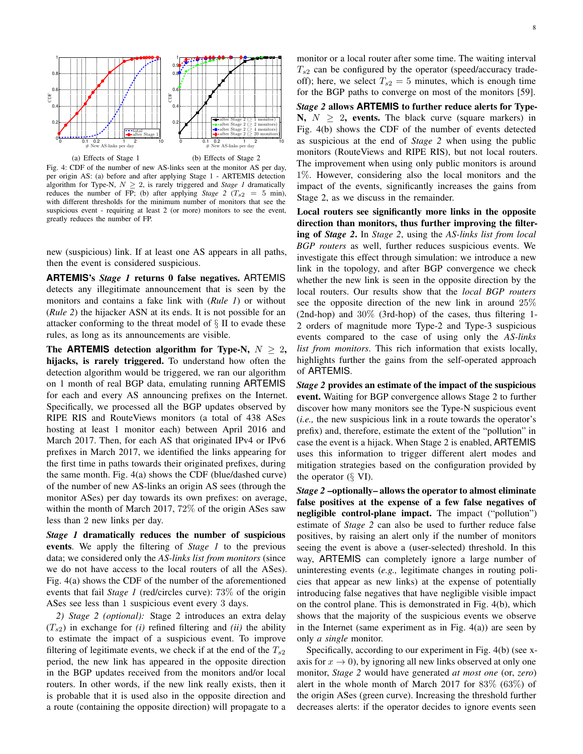(a) Effects of Stage 1

(b) Effects of Stage 2

Fig. 4: CDF of the number of new AS-links seen at the monitor AS per day, per origin AS: (a) before and after applying Stage 1 - ARTEMIS detection algorithm for Type-N, $N \geq 2$, is rarely triggered and *Stage 1* dramatically reduces the number of FP; (b) after applying *Stage 2* ($T_{s2} = 5$ min), with different thresholds for the minimum number of monitors that see the suspicious event - requiring at least 2 (or more) monitors to see the event, greatly reduces the number of FP.

new (suspicious) link. If at least one AS appears in all paths, then the event is considered suspicious.

**ARTEMIS's *Stage 1* returns 0 false negatives.** ARTEMIS detects any illegitimate announcement that is seen by the monitors and contains a fake link with (*Rule 1*) or without (*Rule 2*) the hijacker ASN at its ends. It is not possible for an attacker conforming to the threat model of § II to evade these rules, as long as its announcements are visible.

**The ARTEMIS detection algorithm for Type-N, $N \geq 2$, hijacks, is rarely triggered.** To understand how often the detection algorithm would be triggered, we ran our algorithm on 1 month of real BGP data, emulating running ARTEMIS for each and every AS announcing prefixes on the Internet. Specifically, we processed all the BGP updates observed by RIPE RIS and RouteViews monitors (a total of 438 ASes hosting at least 1 monitor each) between April 2016 and March 2017. Then, for each AS that originated IPv4 or IPv6 prefixes in March 2017, we identified the links appearing for the first time in paths towards their originated prefixes, during the same month. Fig. 4(a) shows the CDF (blue/dashed curve) of the number of new AS-links an origin AS sees (through the monitor ASes) per day towards its own prefixes: on average, within the month of March 2017, 72% of the origin ASes saw less than 2 new links per day.

***Stage 1* dramatically reduces the number of suspicious events**. We apply the filtering of *Stage 1* to the previous data; we considered only the *AS-links list from monitors* (since we do not have access to the local routers of all the ASes). Fig. 4(a) shows the CDF of the number of the aforementioned events that fail *Stage 1* (red/circles curve): 73% of the origin ASes see less than 1 suspicious event every 3 days.

*2) Stage 2 (optional):* Stage 2 introduces an extra delay ($T_{s2}$) in exchange for *(i)* refined filtering and *(ii)* the ability to estimate the impact of a suspicious event. To improve filtering of legitimate events, we check if at the end of the $T_{s2}$ period, the new link has appeared in the opposite direction in the BGP updates received from the monitors and/or local routers. In other words, if the new link really exists, then it is probable that it is used also in the opposite direction and a route (containing the opposite direction) will propagate to a monitor or a local router after some time. The waiting interval $T_{s2}$ can be configured by the operator (speed/accuracy trade-off); here, we select $T_{s2} = 5$ minutes, which is enough time for the BGP paths to converge on most of the monitors [59].

***Stage 2* allows ARTEMIS to further reduce alerts for Type-N, $N \geq 2$, events.** The black curve (square markers) in Fig. 4(b) shows the CDF of the number of events detected as suspicious at the end of *Stage 2* when using the public monitors (RouteViews and RIPE RIS), but not local routers. The improvement when using only public monitors is around 1%. However, considering also the local monitors and the impact of the events, significantly increases the gains from Stage 2, as we discuss in the remainder.

**Local routers see significantly more links in the opposite direction than monitors, thus further improving the filtering of *Stage 2*.** In *Stage 2*, using the *AS-links list from local BGP routers* as well, further reduces suspicious events. We investigate this effect through simulation: we introduce a new link in the topology, and after BGP convergence we check whether the new link is seen in the opposite direction by the local routers. Our results show that the *local BGP routers* see the opposite direction of the new link in around 25% (2nd-hop) and 30% (3rd-hop) of the cases, thus filtering 1-2 orders of magnitude more Type-2 and Type-3 suspicious events compared to the case of using only the *AS-links list from monitors*. This rich information that exists locally, highlights further the gains from the self-operated approach of ARTEMIS.

***Stage 2* provides an estimate of the impact of the suspicious event.** Waiting for BGP convergence allows Stage 2 to further discover how many monitors see the Type-N suspicious event (*i.e.,* the new suspicious link in a route towards the operator's prefix) and, therefore, estimate the extent of the "pollution" in case the event is a hijack. When Stage 2 is enabled, ARTEMIS uses this information to trigger different alert modes and mitigation strategies based on the configuration provided by the operator (§ VI).

***Stage 2* –optionally– allows the operator to almost eliminate false positives at the expense of a few false negatives of negligible control-plane impact.** The impact ("pollution") estimate of *Stage 2* can also be used to further reduce false positives, by raising an alert only if the number of monitors seeing the event is above a (user-selected) threshold. In this way, ARTEMIS can completely ignore a large number of uninteresting events (*e.g.,* legitimate changes in routing policies that appear as new links) at the expense of potentially introducing false negatives that have negligible visible impact on the control plane. This is demonstrated in Fig. 4(b), which shows that the majority of the suspicious events we observe in the Internet (same experiment as in Fig. 4(a)) are seen by only *a single* monitor.

Specifically, according to our experiment in Fig. 4(b) (see x-axis for $x \to 0$), by ignoring all new links observed at only one monitor, *Stage 2* would have generated *at most one* (or, *zero*) alert in the whole month of March 2017 for 83% (63%) of the origin ASes (green curve). Increasing the threshold further decreases alerts: if the operator decides to ignore events seen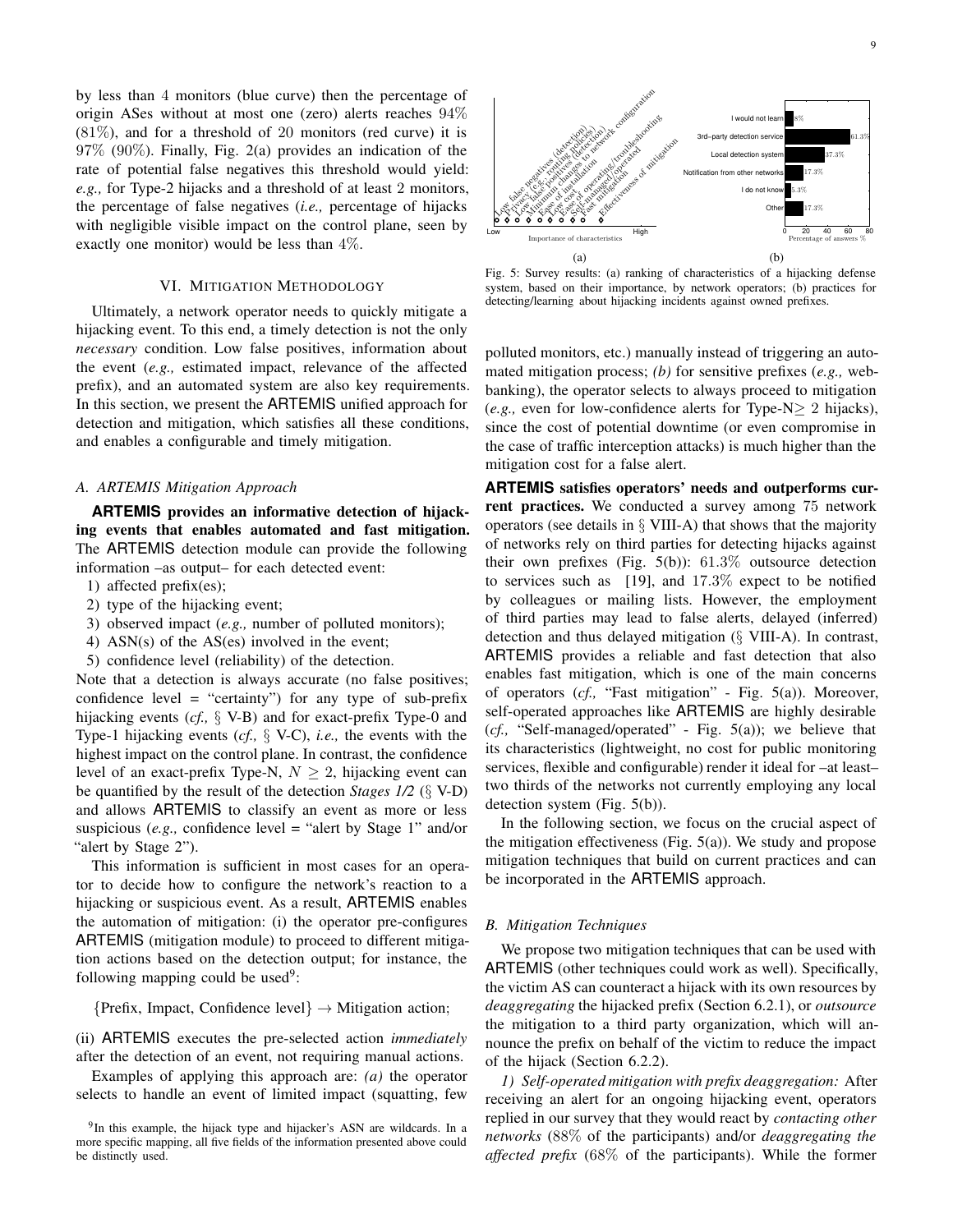by less than 4 monitors (blue curve) then the percentage of origin ASes without at most one (zero) alerts reaches 94% (81%), and for a threshold of 20 monitors (red curve) it is 97% (90%). Finally, Fig. 2(a) provides an indication of the rate of potential false negatives this threshold would yield: *e.g.,* for Type-2 hijacks and a threshold of at least 2 monitors, the percentage of false negatives (*i.e.,* percentage of hijacks with negligible visible impact on the control plane, seen by exactly one monitor) would be less than 4%.

## VI. Mitigation Methodology

Ultimately, a network operator needs to quickly mitigate a hijacking event. To this end, a timely detection is not the only *necessary* condition. Low false positives, information about the event (*e.g.,* estimated impact, relevance of the affected prefix), and an automated system are also key requirements. In this section, we present the ARTEMIS unified approach for detection and mitigation, which satisfies all these conditions, and enables a configurable and timely mitigation.

### A. ARTEMIS Mitigation Approach

**ARTEMIS provides an informative detection of hijacking events that enables automated and fast mitigation.** The ARTEMIS detection module can provide the following information –as output– for each detected event:

1) affected prefix(es);
2) type of the hijacking event;
3) observed impact (*e.g.,* number of polluted monitors);
4) ASN(s) of the AS(es) involved in the event;
5) confidence level (reliability) of the detection.

Note that a detection is always accurate (no false positives; confidence level = "certainty") for any type of sub-prefix hijacking events (*cf.,* § V-B) and for exact-prefix Type-0 and Type-1 hijacking events (*cf.,* § V-C), *i.e.,* the events with the highest impact on the control plane. In contrast, the confidence level of an exact-prefix Type-N, $N \geq 2$, hijacking event can be quantified by the result of the detection *Stages 1/2* (§ V-D) and allows ARTEMIS to classify an event as more or less suspicious (*e.g.,* confidence level = "alert by Stage 1" and/or "alert by Stage 2").

This information is sufficient in most cases for an operator to decide how to configure the network's reaction to a hijacking or suspicious event. As a result, ARTEMIS enables the automation of mitigation: (i) the operator pre-configures ARTEMIS (mitigation module) to proceed to different mitigation actions based on the detection output; for instance, the following mapping could be used[9]:

$$\{\text{Prefix, Impact, Confidence level}\} \rightarrow \text{Mitigation action;}$$

(ii) ARTEMIS executes the pre-selected action *immediately* after the detection of an event, not requiring manual actions.

Examples of applying this approach are: *(a)* the operator selects to handle an event of limited impact (squatting, few polluted monitors, etc.) manually instead of triggering an automated mitigation process; *(b)* for sensitive prefixes (*e.g.,* web-banking), the operator selects to always proceed to mitigation (*e.g.,* even for low-confidence alerts for Type-N$\geq 2$ hijacks), since the cost of potential downtime (or even compromise in the case of traffic interception attacks) is much higher than the mitigation cost for a false alert.

[9] In this example, the hijack type and hijacker's ASN are wildcards. In a more specific mapping, all five fields of the information presented above could be distinctly used.

Fig. 5: Survey results: (a) ranking of characteristics of a hijacking defense system, based on their importance, by network operators; (b) practices for detecting/learning about hijacking incidents against owned prefixes.

**ARTEMIS satisfies operators' needs and outperforms current practices.** We conducted a survey among 75 network operators (see details in § VIII-A) that shows that the majority of networks rely on third parties for detecting hijacks against their own prefixes (Fig. 5(b)): 61.3% outsource detection to services such as [19], and 17.3% expect to be notified by colleagues or mailing lists. However, the employment of third parties may lead to false alerts, delayed (inferred) detection and thus delayed mitigation (§ VIII-A). In contrast, ARTEMIS provides a reliable and fast detection that also enables fast mitigation, which is one of the main concerns of operators (*cf.,* "Fast mitigation" - Fig. 5(a)). Moreover, self-operated approaches like ARTEMIS are highly desirable (*cf.,* "Self-managed/operated" - Fig. 5(a)); we believe that its characteristics (lightweight, no cost for public monitoring services, flexible and configurable) render it ideal for –at least– two thirds of the networks not currently employing any local detection system (Fig. 5(b)).

In the following section, we focus on the crucial aspect of the mitigation effectiveness (Fig. 5(a)). We study and propose mitigation techniques that build on current practices and can be incorporated in the ARTEMIS approach.

### B. Mitigation Techniques

We propose two mitigation techniques that can be used with ARTEMIS (other techniques could work as well). Specifically, the victim AS can counteract a hijack with its own resources by *deaggregating* the hijacked prefix (Section 6.2.1), or *outsource* the mitigation to a third party organization, which will announce the prefix on behalf of the victim to reduce the impact of the hijack (Section 6.2.2).

*1) Self-operated mitigation with prefix deaggregation:* After receiving an alert for an ongoing hijacking event, operators replied in our survey that they would react by *contacting other networks* (88% of the participants) and/or *deaggregating the affected prefix* (68% of the participants). While the former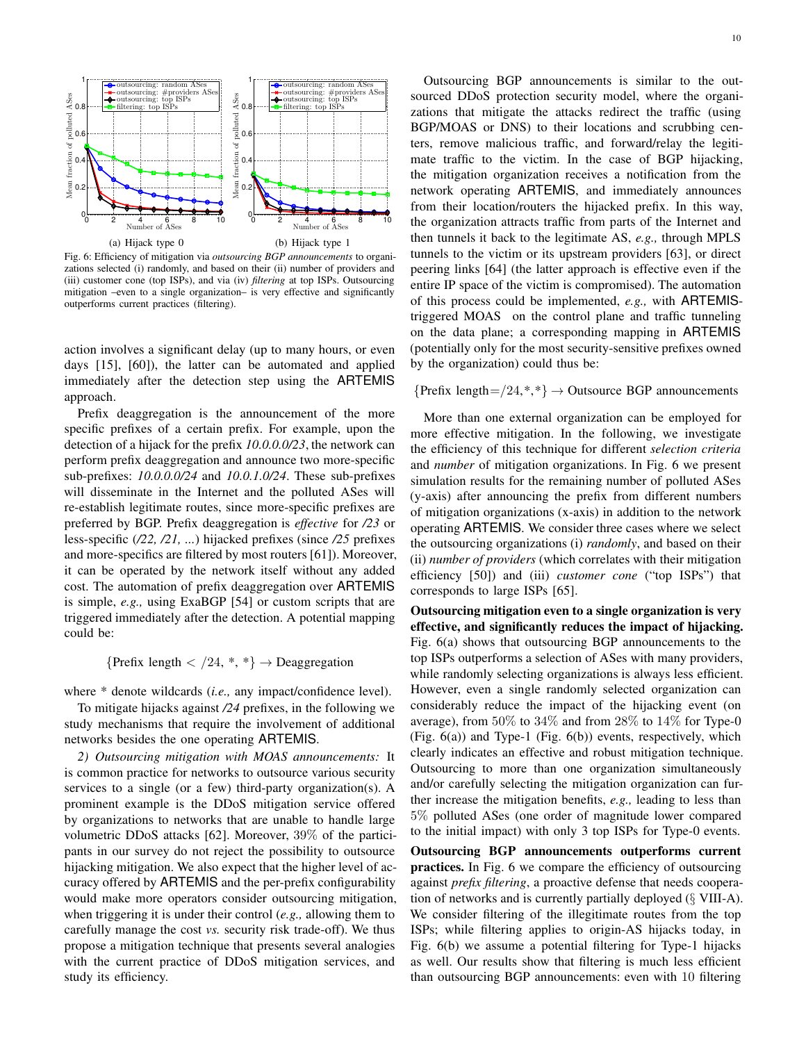(a) Hijack type 0

(b) Hijack type 1

Fig. 6: Efficiency of mitigation via *outsourcing BGP announcements* to organizations selected (i) randomly, and based on their (ii) number of providers and (iii) customer cone (top ISPs), and via (iv) *filtering* at top ISPs. Outsourcing mitigation –even to a single organization– is very effective and significantly outperforms current practices (filtering).

action involves a significant delay (up to many hours, or even days [15], [60]), the latter can be automated and applied immediately after the detection step using the ARTEMIS approach.

Prefix deaggregation is the announcement of the more specific prefixes of a certain prefix. For example, upon the detection of a hijack for the prefix *10.0.0.0/23*, the network can perform prefix deaggregation and announce two more-specific sub-prefixes: *10.0.0.0/24* and *10.0.1.0/24*. These sub-prefixes will disseminate in the Internet and the polluted ASes will re-establish legitimate routes, since more-specific prefixes are preferred by BGP. Prefix deaggregation is *effective* for */23* or less-specific (*/22, /21, ...*) hijacked prefixes (since */25* prefixes and more-specifics are filtered by most routers [61]). Moreover, it can be operated by the network itself without any added cost. The automation of prefix deaggregation over ARTEMIS is simple, *e.g.,* using ExaBGP [54] or custom scripts that are triggered immediately after the detection. A potential mapping could be:

$$\{\text{Prefix length} < /24, *, *\} \rightarrow \text{Deaggregation}$$

where * denote wildcards (*i.e.,* any impact/confidence level).

To mitigate hijacks against */24* prefixes, in the following we study mechanisms that require the involvement of additional networks besides the one operating ARTEMIS.

*2) Outsourcing mitigation with MOAS announcements:* It is common practice for networks to outsource various security services to a single (or a few) third-party organization(s). A prominent example is the DDoS mitigation service offered by organizations to networks that are unable to handle large volumetric DDoS attacks [62]. Moreover, 39% of the participants in our survey do not reject the possibility to outsource hijacking mitigation. We also expect that the higher level of accuracy offered by ARTEMIS and the per-prefix configurability would make more operators consider outsourcing mitigation, when triggering it is under their control (*e.g.,* allowing them to carefully manage the cost *vs.* security risk trade-off). We thus propose a mitigation technique that presents several analogies with the current practice of DDoS mitigation services, and study its efficiency.

Outsourcing BGP announcements is similar to the outsourced DDoS protection security model, where the organizations that mitigate the attacks redirect the traffic (using BGP/MOAS or DNS) to their locations and scrubbing centers, remove malicious traffic, and forward/relay the legitimate traffic to the victim. In the case of BGP hijacking, the mitigation organization receives a notification from the network operating ARTEMIS, and immediately announces from their location/routers the hijacked prefix. In this way, the organization attracts traffic from parts of the Internet and then tunnels it back to the legitimate AS, *e.g.,* through MPLS tunnels to the victim or its upstream providers [63], or direct peering links [64] (the latter approach is effective even if the entire IP space of the victim is compromised). The automation of this process could be implemented, *e.g.,* with ARTEMIS-triggered MOAS on the control plane and traffic tunneling on the data plane; a corresponding mapping in ARTEMIS (potentially only for the most security-sensitive prefixes owned by the organization) could thus be:

$$\{\text{Prefix length}=/24, *, *\} \rightarrow \text{Outsource BGP announcements}$$

More than one external organization can be employed for more effective mitigation. In the following, we investigate the efficiency of this technique for different *selection criteria* and *number* of mitigation organizations. In Fig. 6 we present simulation results for the remaining number of polluted ASes (y-axis) after announcing the prefix from different numbers of mitigation organizations (x-axis) in addition to the network operating ARTEMIS. We consider three cases where we select the outsourcing organizations (i) *randomly*, and based on their (ii) *number of providers* (which correlates with their mitigation efficiency [50]) and (iii) *customer cone* ("top ISPs") that corresponds to large ISPs [65].

**Outsourcing mitigation even to a single organization is very effective, and significantly reduces the impact of hijacking.** Fig. 6(a) shows that outsourcing BGP announcements to the top ISPs outperforms a selection of ASes with many providers, while randomly selecting organizations is always less efficient. However, even a single randomly selected organization can considerably reduce the impact of the hijacking event (on average), from 50% to 34% and from 28% to 14% for Type-0 (Fig. 6(a)) and Type-1 (Fig. 6(b)) events, respectively, which clearly indicates an effective and robust mitigation technique. Outsourcing to more than one organization simultaneously and/or carefully selecting the mitigation organization can further increase the mitigation benefits, *e.g.,* leading to less than 5% polluted ASes (one order of magnitude lower compared to the initial impact) with only 3 top ISPs for Type-0 events.

**Outsourcing BGP announcements outperforms current practices.** In Fig. 6 we compare the efficiency of outsourcing against *prefix filtering*, a proactive defense that needs cooperation of networks and is currently partially deployed (§ VIII-A). We consider filtering of the illegitimate routes from the top ISPs; while filtering applies to origin-AS hijacks today, in Fig. 6(b) we assume a potential filtering for Type-1 hijacks as well. Our results show that filtering is much less efficient than outsourcing BGP announcements: even with 10 filtering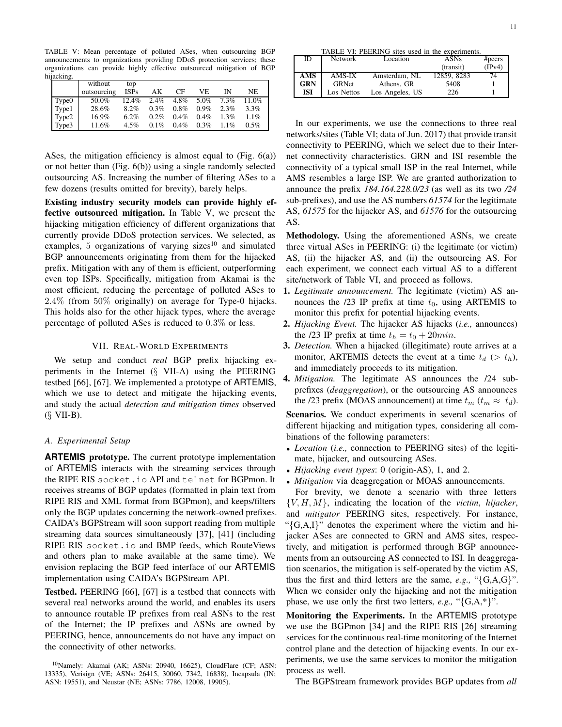TABLE V: Mean percentage of polluted ASes, when outsourcing BGP announcements to organizations providing DDoS protection services; these organizations can provide highly effective outsourced mitigation of BGP hijacking.

| | without outsourcing | top ISPs | AK | CF | VE | IN | NE |
|---|---|---|---|---|---|---|---|
| Type0 | 50.0% | 12.4% | 2.4% | 4.8% | 5.0% | 7.3% | 11.0% |
| Type1 | 28.6% | 8.2% | 0.3% | 0.8% | 0.9% | 2.3% | 3.3% |
| Type2 | 16.9% | 6.2% | 0.2% | 0.4% | 0.4% | 1.3% | 1.1% |
| Type3 | 11.6% | 4.5% | 0.1% | 0.4% | 0.3% | 1.1% | 0.5% |

ASes, the mitigation efficiency is almost equal to (Fig. 6(a)) or not better than (Fig. 6(b)) using a single randomly selected outsourcing AS. Increasing the number of filtering ASes to a few dozens (results omitted for brevity), barely helps.

**Existing industry security models can provide highly effective outsourced mitigation.** In Table V, we present the hijacking mitigation efficiency of different organizations that currently provide DDoS protection services. We selected, as examples, 5 organizations of varying sizes[10] and simulated BGP announcements originating from them for the hijacked prefix. Mitigation with any of them is efficient, outperforming even top ISPs. Specifically, mitigation from Akamai is the most efficient, reducing the percentage of polluted ASes to 2.4% (from 50% originally) on average for Type-0 hijacks. This holds also for the other hijack types, where the average percentage of polluted ASes is reduced to 0.3% or less.

## VII. Real-World Experiments

We setup and conduct *real* BGP prefix hijacking experiments in the Internet (§ VII-A) using the PEERING testbed [66], [67]. We implemented a prototype of ARTEMIS, which we use to detect and mitigate the hijacking events, and study the actual *detection and mitigation times* observed (§ VII-B).

### A. Experimental Setup

**ARTEMIS prototype.** The current prototype implementation of ARTEMIS interacts with the streaming services through the RIPE RIS `socket.io` API and `telnet` for BGPmon. It receives streams of BGP updates (formatted in plain text from RIPE RIS and XML format from BGPmon), and keeps/filters only the BGP updates concerning the network-owned prefixes. CAIDA's BGPStream will soon support reading from multiple streaming data sources simultaneously [37], [41] (including RIPE RIS `socket.io` and BMP feeds, which RouteViews and others plan to make available at the same time). We envision replacing the BGP feed interface of our ARTEMIS implementation using CAIDA's BGPStream API.

**Testbed.** PEERING [66], [67] is a testbed that connects with several real networks around the world, and enables its users to announce routable IP prefixes from real ASNs to the rest of the Internet; the IP prefixes and ASNs are owned by PEERING, hence, announcements do not have any impact on the connectivity of other networks.

[10]Namely: Akamai (AK; ASNs: 20940, 16625), CloudFlare (CF; ASN: 13335), Verisign (VE; ASNs: 26415, 30060, 7342, 16838), Incapsula (IN; ASN: 19551), and Neustar (NE; ASNs: 7786, 12008, 19905).

TABLE VI: PEERING sites used in the experiments.

| ID | Network | Location | ASNs (transit) | #peers (IPv4) |
|---|---|---|---|---|
| **AMS** | AMS-IX | Amsterdam, NL | 12859, 8283 | 74 |
| **GRN** | GRNet | Athens, GR | 5408 | 1 |
| **ISI** | Los Nettos | Los Angeles, US | 226 | 1 |

In our experiments, we use the connections to three real networks/sites (Table VI; data of Jun. 2017) that provide transit connectivity to PEERING, which we select due to their Internet connectivity characteristics. GRN and ISI resemble the connectivity of a typical small ISP in the real Internet, while AMS resembles a large ISP. We are granted authorization to announce the prefix *184.164.228.0/23* (as well as its two */24* sub-prefixes), and use the AS numbers *61574* for the legitimate AS, *61575* for the hijacker AS, and *61576* for the outsourcing AS.

**Methodology.** Using the aforementioned ASNs, we create three virtual ASes in PEERING: (i) the legitimate (or victim) AS, (ii) the hijacker AS, and (ii) the outsourcing AS. For each experiment, we connect each virtual AS to a different site/network of Table VI, and proceed as follows.

1. *Legitimate announcement.* The legitimate (victim) AS announces the /23 IP prefix at time $t_0$, using ARTEMIS to monitor this prefix for potential hijacking events.
2. *Hijacking Event.* The hijacker AS hijacks (*i.e.,* announces) the /23 IP prefix at time $t_h = t_0 + 20min$.
3. *Detection.* When a hijacked (illegitimate) route arrives at a monitor, ARTEMIS detects the event at a time $t_d$ ($> t_h$), and immediately proceeds to its mitigation.
4. *Mitigation.* The legitimate AS announces the /24 sub-prefixes (*deaggregation*), or the outsourcing AS announces the /23 prefix (MOAS announcement) at time $t_m$ ($t_m \approx t_d$).

**Scenarios.** We conduct experiments in several scenarios of different hijacking and mitigation types, considering all combinations of the following parameters:

- *Location* (*i.e.,* connection to PEERING sites) of the legitimate, hijacker, and outsourcing ASes.
- *Hijacking event types*: 0 (origin-AS), 1, and 2.
- *Mitigation* via deaggregation or MOAS announcements.

For brevity, we denote a scenario with three letters $\{V, H, M\}$, indicating the location of the *victim*, *hijacker*, and *mitigator* PEERING sites, respectively. For instance, "{G,A,I}" denotes the experiment where the victim and hijacker ASes are connected to GRN and AMS sites, respectively, and mitigation is performed through BGP announcements from an outsourcing AS connected to ISI. In deaggregation scenarios, the mitigation is self-operated by the victim AS, thus the first and third letters are the same, *e.g.,* "{G,A,G}". When we consider only the hijacking and not the mitigation phase, we use only the first two letters, *e.g.,* "{G,A,*}".

**Monitoring the Experiments.** In the ARTEMIS prototype we use the BGPmon [34] and the RIPE RIS [26] streaming services for the continuous real-time monitoring of the Internet control plane and the detection of hijacking events. In our experiments, we use the same services to monitor the mitigation process as well.

The BGPStream framework provides BGP updates from *all*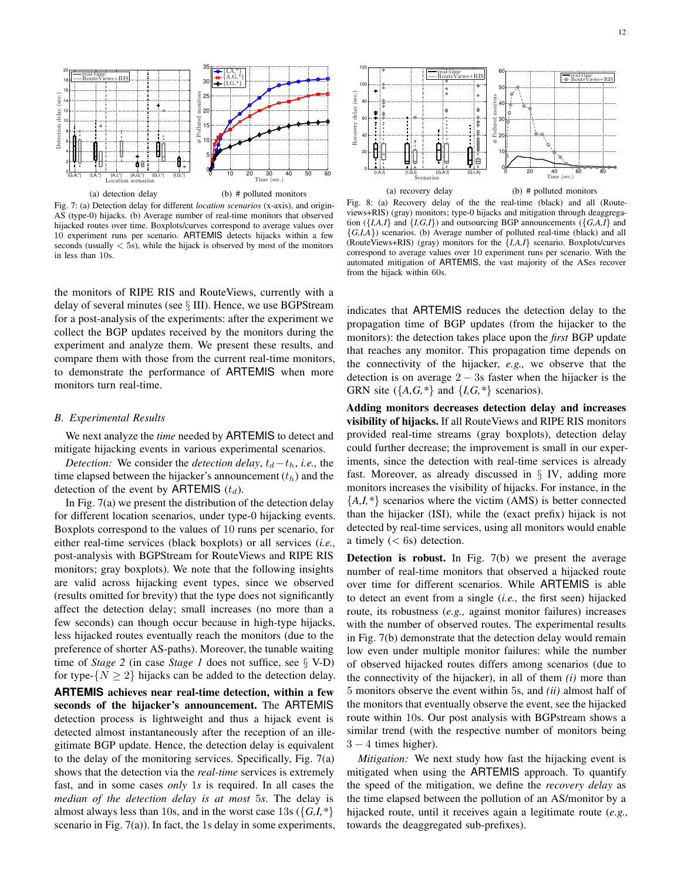(a) detection delay

(b) # polluted monitors

Fig. 7: (a) Detection delay for different *location scenarios* (x-axis), and origin-AS (type-0) hijacks. (b) Average number of real-time monitors that observed hijacked routes over time. Boxplots/curves correspond to average values over 10 experiment runs per scenario. ARTEMIS detects hijacks within a few seconds (usually $< 5$s), while the hijack is observed by most of the monitors in less than 10s.

(a) recovery delay

(b) # polluted monitors

Fig. 8: (a) Recovery delay of the the real-time (black) and all (RouteViews+RIS) (gray) monitors; type-0 hijacks and mitigation through deaggregation ({*I,A,I*} and {*I,G,I*}) and outsourcing BGP announcements ({*G,A,I*} and {*G,I,A*}) scenarios. (b) Average number of polluted real-time (black) and all (RouteViews+RIS) (gray) monitors for the {*I,A,I*} scenario. Boxplots/curves correspond to average values over 10 experiment runs per scenario. With the automated mitigation of ARTEMIS, the vast majority of the ASes recover from the hijack within 60s.

the monitors of RIPE RIS and RouteViews, currently with a delay of several minutes (see § III). Hence, we use BGPStream for a post-analysis of the experiments: after the experiment we collect the BGP updates received by the monitors during the experiment and analyze them. We present these results, and compare them with those from the current real-time monitors, to demonstrate the performance of ARTEMIS when more monitors turn real-time.

### *B. Experimental Results*

We next analyze the *time* needed by ARTEMIS to detect and mitigate hijacking events in various experimental scenarios.

*Detection:* We consider the *detection delay*, $t_d - t_h$, *i.e.,* the time elapsed between the hijacker's announcement ($t_h$) and the detection of the event by ARTEMIS ($t_d$).

In Fig. 7(a) we present the distribution of the detection delay for different location scenarios, under type-0 hijacking events. Boxplots correspond to the values of 10 runs per scenario, for either real-time services (black boxplots) or all services (*i.e.,* post-analysis with BGPStream for RouteViews and RIPE RIS monitors; gray boxplots). We note that the following insights are valid across hijacking event types, since we observed (results omitted for brevity) that the type does not significantly affect the detection delay; small increases (no more than a few seconds) can though occur because in high-type hijacks, less hijacked routes eventually reach the monitors (due to the preference of shorter AS-paths). Moreover, the tunable waiting time of *Stage 2* (in case *Stage 1* does not suffice, see § V-D) for type-$\{N \geq 2\}$ hijacks can be added to the detection delay.

**ARTEMIS achieves near real-time detection, within a few seconds of the hijacker's announcement.** The ARTEMIS detection process is lightweight and thus a hijack event is detected almost instantaneously after the reception of an illegitimate BGP update. Hence, the detection delay is equivalent to the delay of the monitoring services. Specifically, Fig. 7(a) shows that the detection via the *real-time* services is extremely fast, and in some cases *only* 1*s* is required. In all cases the *median of the detection delay is at most* 5*s*. The delay is almost always less than 10s, and in the worst case 13s ({*G,I,\**} scenario in Fig. 7(a)). In fact, the 1s delay in some experiments, indicates that ARTEMIS reduces the detection delay to the propagation time of BGP updates (from the hijacker to the monitors): the detection takes place upon the *first* BGP update that reaches any monitor. This propagation time depends on the connectivity of the hijacker, *e.g.,* we observe that the detection is on average $2-3$s faster when the hijacker is the GRN site ({*A,G,\**} and {*I,G,\**} scenarios).

**Adding monitors decreases detection delay and increases visibility of hijacks.** If all RouteViews and RIPE RIS monitors provided real-time streams (gray boxplots), detection delay could further decrease; the improvement is small in our experiments, since the detection with real-time services is already fast. Moreover, as already discussed in § IV, adding more monitors increases the visibility of hijacks. For instance, in the {*A,I,\**} scenarios where the victim (AMS) is better connected than the hijacker (ISI), while the (exact prefix) hijack is not detected by real-time services, using all monitors would enable a timely ($< 6$s) detection.

**Detection is robust.** In Fig. 7(b) we present the average number of real-time monitors that observed a hijacked route over time for different scenarios. While ARTEMIS is able to detect an event from a single (*i.e.,* the first seen) hijacked route, its robustness (*e.g.,* against monitor failures) increases with the number of observed routes. The experimental results in Fig. 7(b) demonstrate that the detection delay would remain low even under multiple monitor failures: while the number of observed hijacked routes differs among scenarios (due to the connectivity of the hijacker), in all of them *(i)* more than 5 monitors observe the event within 5s, and *(ii)* almost half of the monitors that eventually observe the event, see the hijacked route within 10s. Our post analysis with BGPstream shows a similar trend (with the respective number of monitors being $3-4$ times higher).

*Mitigation:* We next study how fast the hijacking event is mitigated when using the ARTEMIS approach. To quantify the speed of the mitigation, we define the *recovery delay* as the time elapsed between the pollution of an AS/monitor by a hijacked route, until it receives again a legitimate route (*e.g.,* towards the deaggregated sub-prefixes).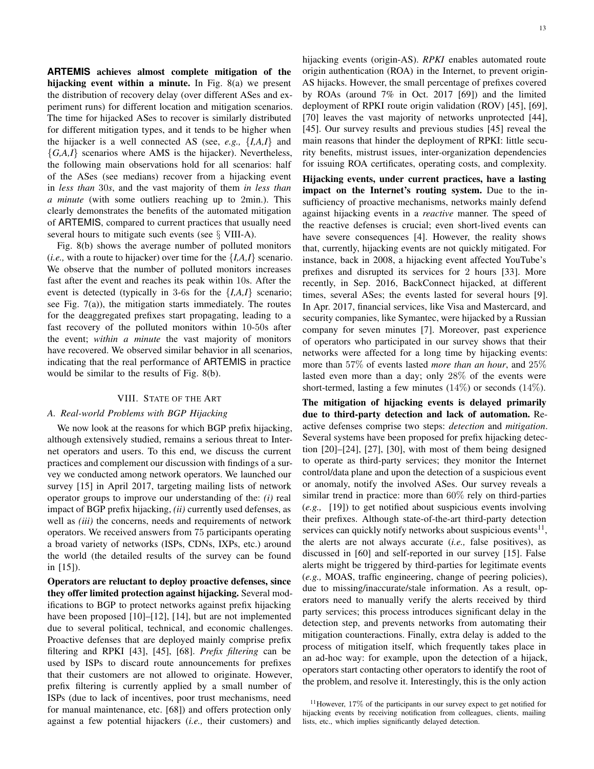**ARTEMIS achieves almost complete mitigation of the hijacking event within a minute.** In Fig. 8(a) we present the distribution of recovery delay (over different ASes and experiment runs) for different location and mitigation scenarios. The time for hijacked ASes to recover is similarly distributed for different mitigation types, and it tends to be higher when the hijacker is a well connected AS (see, *e.g.,* {*I,A,I*} and {*G,A,I*} scenarios where AMS is the hijacker). Nevertheless, the following main observations hold for all scenarios: half of the ASes (see medians) recover from a hijacking event in *less than* 30*s*, and the vast majority of them *in less than a minute* (with some outliers reaching up to 2min.). This clearly demonstrates the benefits of the automated mitigation of ARTEMIS, compared to current practices that usually need several hours to mitigate such events (see § VIII-A).

Fig. 8(b) shows the average number of polluted monitors (*i.e.,* with a route to hijacker) over time for the {*I,A,I*} scenario. We observe that the number of polluted monitors increases fast after the event and reaches its peak within 10s. After the event is detected (typically in 3-6s for the {*I,A,I*} scenario; see Fig. 7(a)), the mitigation starts immediately. The routes for the deaggregated prefixes start propagating, leading to a fast recovery of the polluted monitors within 10-50s after the event; *within a minute* the vast majority of monitors have recovered. We observed similar behavior in all scenarios, indicating that the real performance of ARTEMIS in practice would be similar to the results of Fig. 8(b).

## VIII. State of the Art

### A. Real-world Problems with BGP Hijacking

We now look at the reasons for which BGP prefix hijacking, although extensively studied, remains a serious threat to Internet operators and users. To this end, we discuss the current practices and complement our discussion with findings of a survey we conducted among network operators. We launched our survey [15] in April 2017, targeting mailing lists of network operator groups to improve our understanding of the: *(i)* real impact of BGP prefix hijacking, *(ii)* currently used defenses, as well as *(iii)* the concerns, needs and requirements of network operators. We received answers from 75 participants operating a broad variety of networks (ISPs, CDNs, IXPs, etc.) around the world (the detailed results of the survey can be found in [15]).

**Operators are reluctant to deploy proactive defenses, since they offer limited protection against hijacking.** Several modifications to BGP to protect networks against prefix hijacking have been proposed [10]–[12], [14], but are not implemented due to several political, technical, and economic challenges. Proactive defenses that are deployed mainly comprise prefix filtering and RPKI [43], [45], [68]. *Prefix filtering* can be used by ISPs to discard route announcements for prefixes that their customers are not allowed to originate. However, prefix filtering is currently applied by a small number of ISPs (due to lack of incentives, poor trust mechanisms, need for manual maintenance, etc. [68]) and offers protection only against a few potential hijackers (*i.e.,* their customers) and hijacking events (origin-AS). *RPKI* enables automated route origin authentication (ROA) in the Internet, to prevent origin-AS hijacks. However, the small percentage of prefixes covered by ROAs (around 7% in Oct. 2017 [69]) and the limited deployment of RPKI route origin validation (ROV) [45], [69], [70] leaves the vast majority of networks unprotected [44], [45]. Our survey results and previous studies [45] reveal the main reasons that hinder the deployment of RPKI: little security benefits, mistrust issues, inter-organization dependencies for issuing ROA certificates, operating costs, and complexity.

**Hijacking events, under current practices, have a lasting impact on the Internet's routing system.** Due to the insufficiency of proactive mechanisms, networks mainly defend against hijacking events in a *reactive* manner. The speed of the reactive defenses is crucial; even short-lived events can have severe consequences [4]. However, the reality shows that, currently, hijacking events are not quickly mitigated. For instance, back in 2008, a hijacking event affected YouTube's prefixes and disrupted its services for 2 hours [33]. More recently, in Sep. 2016, BackConnect hijacked, at different times, several ASes; the events lasted for several hours [9]. In Apr. 2017, financial services, like Visa and Mastercard, and security companies, like Symantec, were hijacked by a Russian company for seven minutes [7]. Moreover, past experience of operators who participated in our survey shows that their networks were affected for a long time by hijacking events: more than 57% of events lasted *more than an hour*, and 25% lasted even more than a day; only 28% of the events were short-termed, lasting a few minutes (14%) or seconds (14%).

**The mitigation of hijacking events is delayed primarily due to third-party detection and lack of automation.** Reactive defenses comprise two steps: *detection* and *mitigation*. Several systems have been proposed for prefix hijacking detection [20]–[24], [27], [30], with most of them being designed to operate as third-party services; they monitor the Internet control/data plane and upon the detection of a suspicious event or anomaly, notify the involved ASes. Our survey reveals a similar trend in practice: more than 60% rely on third-parties (*e.g.,* [19]) to get notified about suspicious events involving their prefixes. Although state-of-the-art third-party detection services can quickly notify networks about suspicious events[11], the alerts are not always accurate (*i.e.,* false positives), as discussed in [60] and self-reported in our survey [15]. False alerts might be triggered by third-parties for legitimate events (*e.g.,* MOAS, traffic engineering, change of peering policies), due to missing/inaccurate/stale information. As a result, operators need to manually verify the alerts received by third party services; this process introduces significant delay in the detection step, and prevents networks from automating their mitigation counteractions. Finally, extra delay is added to the process of mitigation itself, which frequently takes place in an ad-hoc way: for example, upon the detection of a hijack, operators start contacting other operators to identify the root of the problem, and resolve it. Interestingly, this is the only action

[11] However, 17% of the participants in our survey expect to get notified for hijacking events by receiving notification from colleagues, clients, mailing lists, etc., which implies significantly delayed detection.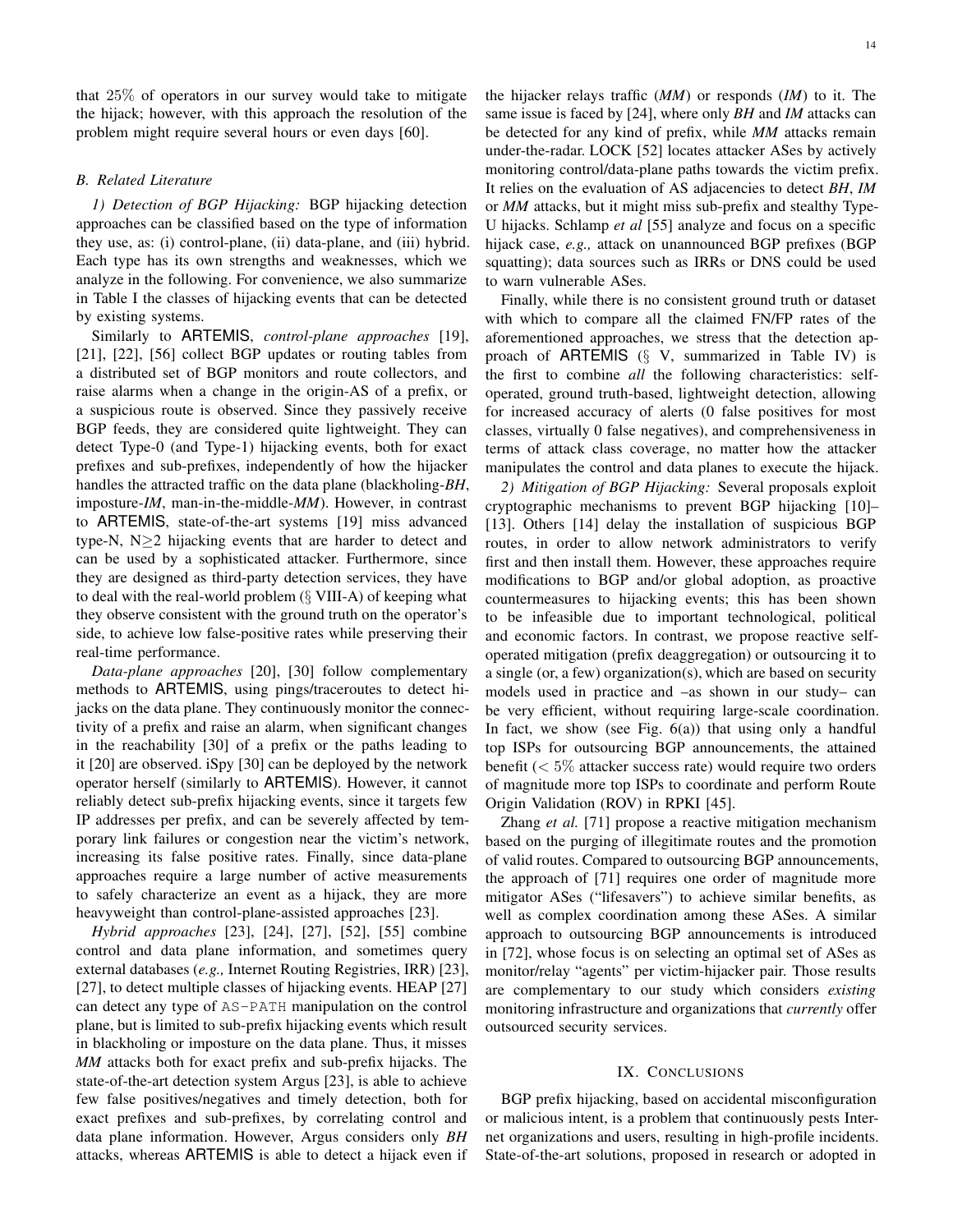that 25% of operators in our survey would take to mitigate the hijack; however, with this approach the resolution of the problem might require several hours or even days [60].

### B. Related Literature

*1) Detection of BGP Hijacking:* BGP hijacking detection approaches can be classified based on the type of information they use, as: (i) control-plane, (ii) data-plane, and (iii) hybrid. Each type has its own strengths and weaknesses, which we analyze in the following. For convenience, we also summarize in Table I the classes of hijacking events that can be detected by existing systems.

Similarly to ARTEMIS, *control-plane approaches* [19], [21], [22], [56] collect BGP updates or routing tables from a distributed set of BGP monitors and route collectors, and raise alarms when a change in the origin-AS of a prefix, or a suspicious route is observed. Since they passively receive BGP feeds, they are considered quite lightweight. They can detect Type-0 (and Type-1) hijacking events, both for exact prefixes and sub-prefixes, independently of how the hijacker handles the attracted traffic on the data plane (blackholing-*BH*, imposture-*IM*, man-in-the-middle-*MM*). However, in contrast to ARTEMIS, state-of-the-art systems [19] miss advanced type-N, N≥2 hijacking events that are harder to detect and can be used by a sophisticated attacker. Furthermore, since they are designed as third-party detection services, they have to deal with the real-world problem (§ VIII-A) of keeping what they observe consistent with the ground truth on the operator's side, to achieve low false-positive rates while preserving their real-time performance.

*Data-plane approaches* [20], [30] follow complementary methods to ARTEMIS, using pings/traceroutes to detect hijacks on the data plane. They continuously monitor the connectivity of a prefix and raise an alarm, when significant changes in the reachability [30] of a prefix or the paths leading to it [20] are observed. iSpy [30] can be deployed by the network operator herself (similarly to ARTEMIS). However, it cannot reliably detect sub-prefix hijacking events, since it targets few IP addresses per prefix, and can be severely affected by temporary link failures or congestion near the victim's network, increasing its false positive rates. Finally, since data-plane approaches require a large number of active measurements to safely characterize an event as a hijack, they are more heavyweight than control-plane-assisted approaches [23].

*Hybrid approaches* [23], [24], [27], [52], [55] combine control and data plane information, and sometimes query external databases (*e.g.,* Internet Routing Registries, IRR) [23], [27], to detect multiple classes of hijacking events. HEAP [27] can detect any type of AS-PATH manipulation on the control plane, but is limited to sub-prefix hijacking events which result in blackholing or imposture on the data plane. Thus, it misses *MM* attacks both for exact prefix and sub-prefix hijacks. The state-of-the-art detection system Argus [23], is able to achieve few false positives/negatives and timely detection, both for exact prefixes and sub-prefixes, by correlating control and data plane information. However, Argus considers only *BH* attacks, whereas ARTEMIS is able to detect a hijack even if the hijacker relays traffic (*MM*) or responds (*IM*) to it. The same issue is faced by [24], where only *BH* and *IM* attacks can be detected for any kind of prefix, while *MM* attacks remain under-the-radar. LOCK [52] locates attacker ASes by actively monitoring control/data-plane paths towards the victim prefix. It relies on the evaluation of AS adjacencies to detect *BH*, *IM* or *MM* attacks, but it might miss sub-prefix and stealthy Type-U hijacks. Schlamp *et al* [55] analyze and focus on a specific hijack case, *e.g.,* attack on unannounced BGP prefixes (BGP squatting); data sources such as IRRs or DNS could be used to warn vulnerable ASes.

Finally, while there is no consistent ground truth or dataset with which to compare all the claimed FN/FP rates of the aforementioned approaches, we stress that the detection approach of ARTEMIS (§ V, summarized in Table IV) is the first to combine *all* the following characteristics: self-operated, ground truth-based, lightweight detection, allowing for increased accuracy of alerts (0 false positives for most classes, virtually 0 false negatives), and comprehensiveness in terms of attack class coverage, no matter how the attacker manipulates the control and data planes to execute the hijack.

*2) Mitigation of BGP Hijacking:* Several proposals exploit cryptographic mechanisms to prevent BGP hijacking [10]–[13]. Others [14] delay the installation of suspicious BGP routes, in order to allow network administrators to verify first and then install them. However, these approaches require modifications to BGP and/or global adoption, as proactive countermeasures to hijacking events; this has been shown to be infeasible due to important technological, political and economic factors. In contrast, we propose reactive self-operated mitigation (prefix deaggregation) or outsourcing it to a single (or, a few) organization(s), which are based on security models used in practice and –as shown in our study– can be very efficient, without requiring large-scale coordination. In fact, we show (see Fig. 6(a)) that using only a handful top ISPs for outsourcing BGP announcements, the attained benefit (< 5% attacker success rate) would require two orders of magnitude more top ISPs to coordinate and perform Route Origin Validation (ROV) in RPKI [45].

Zhang *et al.* [71] propose a reactive mitigation mechanism based on the purging of illegitimate routes and the promotion of valid routes. Compared to outsourcing BGP announcements, the approach of [71] requires one order of magnitude more mitigator ASes ("lifesavers") to achieve similar benefits, as well as complex coordination among these ASes. A similar approach to outsourcing BGP announcements is introduced in [72], whose focus is on selecting an optimal set of ASes as monitor/relay "agents" per victim-hijacker pair. Those results are complementary to our study which considers *existing* monitoring infrastructure and organizations that *currently* offer outsourced security services.

## IX. Conclusions

BGP prefix hijacking, based on accidental misconfiguration or malicious intent, is a problem that continuously pests Internet organizations and users, resulting in high-profile incidents. State-of-the-art solutions, proposed in research or adopted in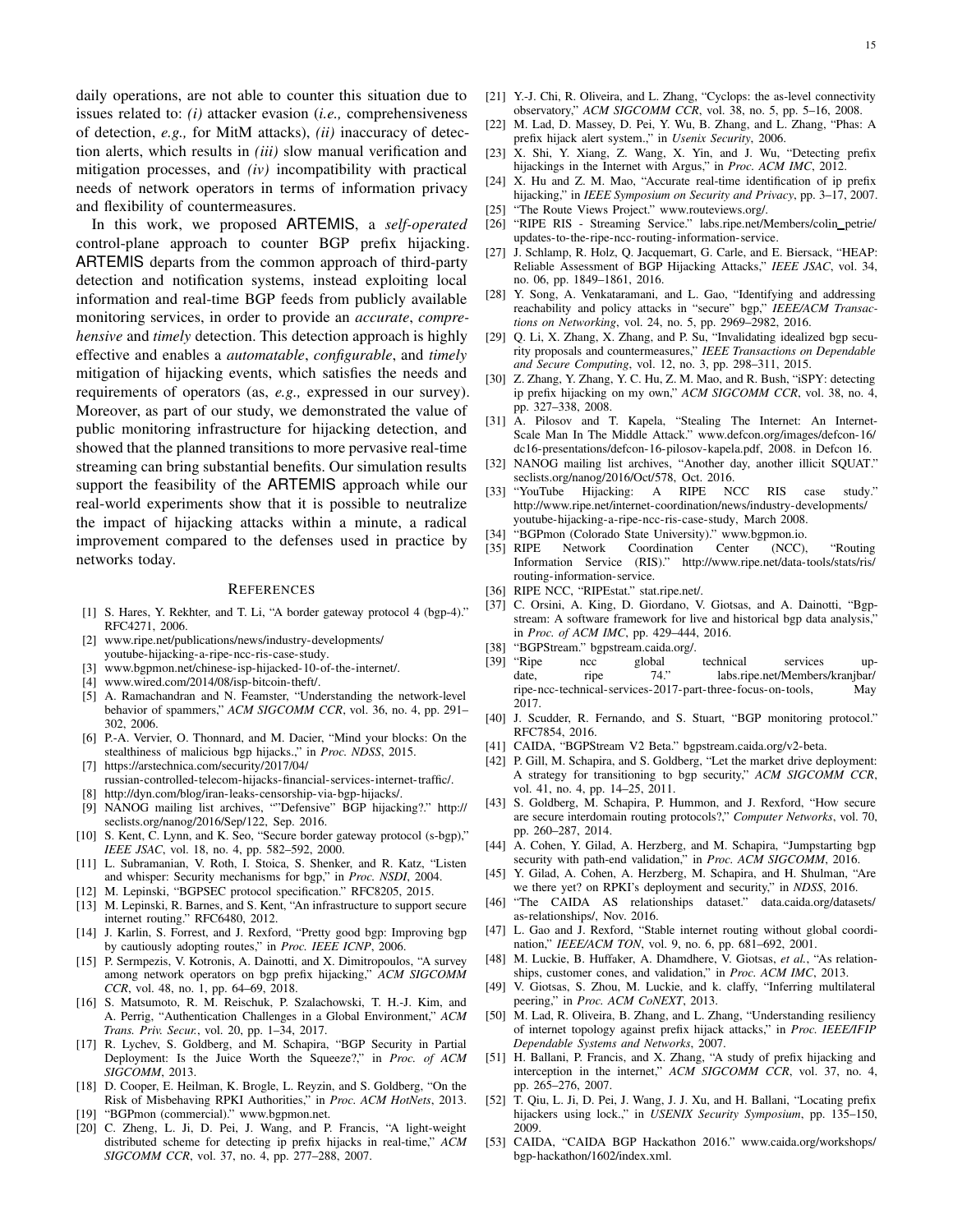daily operations, are not able to counter this situation due to issues related to: *(i)* attacker evasion (*i.e.,* comprehensiveness of detection, *e.g.,* for MitM attacks), *(ii)* inaccuracy of detection alerts, which results in *(iii)* slow manual verification and mitigation processes, and *(iv)* incompatibility with practical needs of network operators in terms of information privacy and flexibility of countermeasures.

In this work, we proposed ARTEMIS, a *self-operated* control-plane approach to counter BGP prefix hijacking. ARTEMIS departs from the common approach of third-party detection and notification systems, instead exploiting local information and real-time BGP feeds from publicly available monitoring services, in order to provide an *accurate*, *comprehensive* and *timely* detection. This detection approach is highly effective and enables a *automatable*, *configurable*, and *timely* mitigation of hijacking events, which satisfies the needs and requirements of operators (as, *e.g.,* expressed in our survey). Moreover, as part of our study, we demonstrated the value of public monitoring infrastructure for hijacking detection, and showed that the planned transitions to more pervasive real-time streaming can bring substantial benefits. Our simulation results support the feasibility of the ARTEMIS approach while our real-world experiments show that it is possible to neutralize the impact of hijacking attacks within a minute, a radical improvement compared to the defenses used in practice by networks today.

## References

[1] S. Hares, Y. Rekhter, and T. Li, "A border gateway protocol 4 (bgp-4)." RFC4271, 2006.

[2] www.ripe.net/publications/news/industry-developments/youtube-hijacking-a-ripe-ncc-ris-case-study.

[3] www.bgpmon.net/chinese-isp-hijacked-10-of-the-internet/.

[4] www.wired.com/2014/08/isp-bitcoin-theft/.

[5] A. Ramachandran and N. Feamster, "Understanding the network-level behavior of spammers," *ACM SIGCOMM CCR*, vol. 36, no. 4, pp. 291–302, 2006.

[6] P.-A. Vervier, O. Thonnard, and M. Dacier, "Mind your blocks: On the stealthiness of malicious bgp hijacks.," in *Proc. NDSS*, 2015.

[7] https://arstechnica.com/security/2017/04/russian-controlled-telecom-hijacks-financial-services-internet-traffic/.

[8] http://dyn.com/blog/iran-leaks-censorship-via-bgp-hijacks/.

[9] NANOG mailing list archives, ""Defensive" BGP hijacking?." http://seclists.org/nanog/2016/Sep/122, Sep. 2016.

[10] S. Kent, C. Lynn, and K. Seo, "Secure border gateway protocol (s-bgp)," *IEEE JSAC*, vol. 18, no. 4, pp. 582–592, 2000.

[11] L. Subramanian, V. Roth, I. Stoica, S. Shenker, and R. Katz, "Listen and whisper: Security mechanisms for bgp," in *Proc. NSDI*, 2004.

[12] M. Lepinski, "BGPSEC protocol specification." RFC8205, 2015.

[13] M. Lepinski, R. Barnes, and S. Kent, "An infrastructure to support secure internet routing." RFC6480, 2012.

[14] J. Karlin, S. Forrest, and J. Rexford, "Pretty good bgp: Improving bgp by cautiously adopting routes," in *Proc. IEEE ICNP*, 2006.

[15] P. Sermpezis, V. Kotronis, A. Dainotti, and X. Dimitropoulos, "A survey among network operators on bgp prefix hijacking," *ACM SIGCOMM CCR*, vol. 48, no. 1, pp. 64–69, 2018.

[16] S. Matsumoto, R. M. Reischuk, P. Szalachowski, T. H.-J. Kim, and A. Perrig, "Authentication Challenges in a Global Environment," *ACM Trans. Priv. Secur.*, vol. 20, pp. 1–34, 2017.

[17] R. Lychev, S. Goldberg, and M. Schapira, "BGP Security in Partial Deployment: Is the Juice Worth the Squeeze?," in *Proc. of ACM SIGCOMM*, 2013.

[18] D. Cooper, E. Heilman, K. Brogle, L. Reyzin, and S. Goldberg, "On the Risk of Misbehaving RPKI Authorities," in *Proc. ACM HotNets*, 2013.

[19] "BGPmon (commercial)." www.bgpmon.net.

[20] C. Zheng, L. Ji, D. Pei, J. Wang, and P. Francis, "A light-weight distributed scheme for detecting ip prefix hijacks in real-time," *ACM SIGCOMM CCR*, vol. 37, no. 4, pp. 277–288, 2007.

[21] Y.-J. Chi, R. Oliveira, and L. Zhang, "Cyclops: the as-level connectivity observatory," *ACM SIGCOMM CCR*, vol. 38, no. 5, pp. 5–16, 2008.

[22] M. Lad, D. Massey, D. Pei, Y. Wu, B. Zhang, and L. Zhang, "Phas: A prefix hijack alert system.," in *Usenix Security*, 2006.

[23] X. Shi, Y. Xiang, Z. Wang, X. Yin, and J. Wu, "Detecting prefix hijackings in the Internet with Argus," in *Proc. ACM IMC*, 2012.

[24] X. Hu and Z. M. Mao, "Accurate real-time identification of ip prefix hijacking," in *IEEE Symposium on Security and Privacy*, pp. 3–17, 2007.

[25] "The Route Views Project." www.routeviews.org/.

[26] "RIPE RIS - Streaming Service." labs.ripe.net/Members/colin_petrie/updates-to-the-ripe-ncc-routing-information-service.

[27] J. Schlamp, R. Holz, Q. Jacquemart, G. Carle, and E. Biersack, "HEAP: Reliable Assessment of BGP Hijacking Attacks," *IEEE JSAC*, vol. 34, no. 06, pp. 1849–1861, 2016.

[28] Y. Song, A. Venkataramani, and L. Gao, "Identifying and addressing reachability and policy attacks in "secure" bgp," *IEEE/ACM Transactions on Networking*, vol. 24, no. 5, pp. 2969–2982, 2016.

[29] Q. Li, X. Zhang, X. Zhang, and P. Su, "Invalidating idealized bgp security proposals and countermeasures," *IEEE Transactions on Dependable and Secure Computing*, vol. 12, no. 3, pp. 298–311, 2015.

[30] Z. Zhang, Y. Zhang, Y. C. Hu, Z. M. Mao, and R. Bush, "iSPY: detecting ip prefix hijacking on my own," *ACM SIGCOMM CCR*, vol. 38, no. 4, pp. 327–338, 2008.

[31] A. Pilosov and T. Kapela, "Stealing The Internet: An Internet-Scale Man In The Middle Attack." www.defcon.org/images/defcon-16/dc16-presentations/defcon-16-pilosov-kapela.pdf, 2008. in Defcon 16.

[32] NANOG mailing list archives, "Another day, another illicit SQUAT." seclists.org/nanog/2016/Oct/578, Oct. 2016.

[33] "YouTube Hijacking: A RIPE NCC RIS case study." http://www.ripe.net/internet-coordination/news/industry-developments/youtube-hijacking-a-ripe-ncc-ris-case-study, March 2008.

[34] "BGPmon (Colorado State University)." www.bgpmon.io.

[35] RIPE Network Coordination Center (NCC), "Routing Information Service (RIS)." http://www.ripe.net/data-tools/stats/ris/routing-information-service.

[36] RIPE NCC, "RIPEstat." stat.ripe.net/.

[37] C. Orsini, A. King, D. Giordano, V. Giotsas, and A. Dainotti, "Bgpstream: A software framework for live and historical bgp data analysis," in *Proc. of ACM IMC*, pp. 429–444, 2016.

[38] "BGPStream." bgpstream.caida.org/.

[39] "Ripe ncc global technical services update, ripe 74." labs.ripe.net/Members/kranjbar/ripe-ncc-technical-services-2017-part-three-focus-on-tools, May 2017.

[40] J. Scudder, R. Fernando, and S. Stuart, "BGP monitoring protocol." RFC7854, 2016.

[41] CAIDA, "BGPStream V2 Beta." bgpstream.caida.org/v2-beta.

[42] P. Gill, M. Schapira, and S. Goldberg, "Let the market drive deployment: A strategy for transitioning to bgp security," *ACM SIGCOMM CCR*, vol. 41, no. 4, pp. 14–25, 2011.

[43] S. Goldberg, M. Schapira, P. Hummon, and J. Rexford, "How secure are secure interdomain routing protocols?," *Computer Networks*, vol. 70, pp. 260–287, 2014.

[44] A. Cohen, Y. Gilad, A. Herzberg, and M. Schapira, "Jumpstarting bgp security with path-end validation," in *Proc. ACM SIGCOMM*, 2016.

[45] Y. Gilad, A. Cohen, A. Herzberg, M. Schapira, and H. Shulman, "Are we there yet? on RPKI's deployment and security," in *NDSS*, 2016.

[46] "The CAIDA AS relationships dataset." data.caida.org/datasets/as-relationships/, Nov. 2016.

[47] L. Gao and J. Rexford, "Stable internet routing without global coordination," *IEEE/ACM TON*, vol. 9, no. 6, pp. 681–692, 2001.

[48] M. Luckie, B. Huffaker, A. Dhamdhere, V. Giotsas, *et al.*, "As relationships, customer cones, and validation," in *Proc. ACM IMC*, 2013.

[49] V. Giotsas, S. Zhou, M. Luckie, and k. claffy, "Inferring multilateral peering," in *Proc. ACM CoNEXT*, 2013.

[50] M. Lad, R. Oliveira, B. Zhang, and L. Zhang, "Understanding resiliency of internet topology against prefix hijack attacks," in *Proc. IEEE/IFIP Dependable Systems and Networks*, 2007.

[51] H. Ballani, P. Francis, and X. Zhang, "A study of prefix hijacking and interception in the internet," *ACM SIGCOMM CCR*, vol. 37, no. 4, pp. 265–276, 2007.

[52] T. Qiu, L. Ji, D. Pei, J. Wang, J. J. Xu, and H. Ballani, "Locating prefix hijackers using lock.," in *USENIX Security Symposium*, pp. 135–150, 2009.

[53] CAIDA, "CAIDA BGP Hackathon 2016." www.caida.org/workshops/bgp-hackathon/1602/index.xml.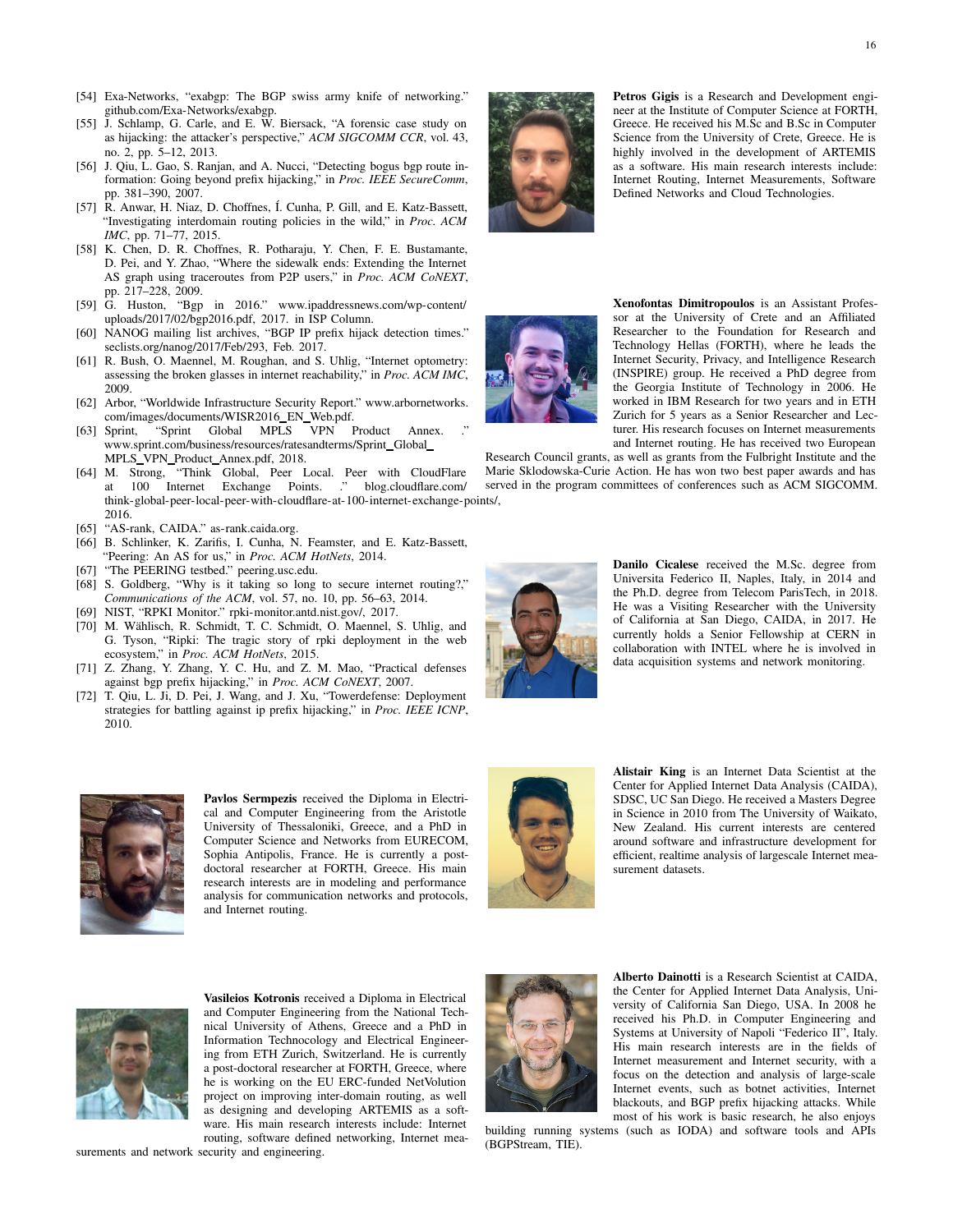[54] Exa-Networks, "exabgp: The BGP swiss army knife of networking." github.com/Exa-Networks/exabgp.

[55] J. Schlamp, G. Carle, and E. W. Biersack, "A forensic case study on as hijacking: the attacker's perspective," *ACM SIGCOMM CCR*, vol. 43, no. 2, pp. 5–12, 2013.

[56] J. Qiu, L. Gao, S. Ranjan, and A. Nucci, "Detecting bogus bgp route information: Going beyond prefix hijacking," in *Proc. IEEE SecureComm*, pp. 381–390, 2007.

[57] R. Anwar, H. Niaz, D. Choffnes, Í. Cunha, P. Gill, and E. Katz-Bassett, "Investigating interdomain routing policies in the wild," in *Proc. ACM IMC*, pp. 71–77, 2015.

[58] K. Chen, D. R. Choffnes, R. Potharaju, Y. Chen, F. E. Bustamante, D. Pei, and Y. Zhao, "Where the sidewalk ends: Extending the Internet AS graph using traceroutes from P2P users," in *Proc. ACM CoNEXT*, pp. 217–228, 2009.

[59] G. Huston, "Bgp in 2016." www.ipaddressnews.com/wp-content/uploads/2017/02/bgp2016.pdf, 2017. in ISP Column.

[60] NANOG mailing list archives, "BGP IP prefix hijack detection times." seclists.org/nanog/2017/Feb/293, Feb. 2017.

[61] R. Bush, O. Maennel, M. Roughan, and S. Uhlig, "Internet optometry: assessing the broken glasses in internet reachability," in *Proc. ACM IMC*, 2009.

[62] Arbor, "Worldwide Infrastructure Security Report." www.arbornetworks.com/images/documents/WISR2016_EN_Web.pdf.

[63] Sprint, "Sprint Global MPLS VPN Product Annex. ." www.sprint.com/business/resources/ratesandterms/Sprint_Global_MPLS_VPN_Product_Annex.pdf, 2018.

[64] M. Strong, "Think Global, Peer Local. Peer with CloudFlare at 100 Internet Exchange Points. ." blog.cloudflare.com/think-global-peer-local-peer-with-cloudflare-at-100-internet-exchange-points/, 2016.

[65] "AS-rank, CAIDA." as-rank.caida.org.

[66] B. Schlinker, K. Zarifis, I. Cunha, N. Feamster, and E. Katz-Bassett, "Peering: An AS for us," in *Proc. ACM HotNets*, 2014.

[67] "The PEERING testbed." peering.usc.edu.

[68] S. Goldberg, "Why is it taking so long to secure internet routing?," *Communications of the ACM*, vol. 57, no. 10, pp. 56–63, 2014.

[69] NIST, "RPKI Monitor." rpki-monitor.antd.nist.gov/, 2017.

[70] M. Wählisch, R. Schmidt, T. C. Schmidt, O. Maennel, S. Uhlig, and G. Tyson, "Ripki: The tragic story of rpki deployment in the web ecosystem," in *Proc. ACM HotNets*, 2015.

[71] Z. Zhang, Y. Zhang, Y. C. Hu, and Z. M. Mao, "Practical defenses against bgp prefix hijacking," in *Proc. ACM CoNEXT*, 2007.

[72] T. Qiu, L. Ji, D. Pei, J. Wang, and J. Xu, "Towerdefense: Deployment strategies for battling against ip prefix hijacking," in *Proc. IEEE ICNP*, 2010.

**Pavlos Sermpezis** received the Diploma in Electrical and Computer Engineering from the Aristotle University of Thessaloniki, Greece, and a PhD in Computer Science and Networks from EURECOM, Sophia Antipolis, France. He is currently a postdoctoral researcher at FORTH, Greece. His main research interests are in modeling and performance analysis for communication networks and protocols, and Internet routing.

**Vasileios Kotronis** received a Diploma in Electrical and Computer Engineering from the National Technical University of Athens, Greece and a PhD in Information Technocology and Electrical Engineering from ETH Zurich, Switzerland. He is currently a post-doctoral researcher at FORTH, Greece, where he is working on the EU ERC-funded NetVolution project on improving inter-domain routing, as well as designing and developing ARTEMIS as a software. His main research interests include: Internet routing, software defined networking, Internet measurements and network security and engineering.

**Petros Gigis** is a Research and Development engineer at the Institute of Computer Science at FORTH, Greece. He received his M.Sc and B.Sc in Computer Science from the University of Crete, Greece. He is highly involved in the development of ARTEMIS as a software. His main research interests include: Internet Routing, Internet Measurements, Software Defined Networks and Cloud Technologies.

**Xenofontas Dimitropoulos** is an Assistant Professor at the University of Crete and an Affiliated Researcher to the Foundation for Research and Technology Hellas (FORTH), where he leads the Internet Security, Privacy, and Intelligence Research (INSPIRE) group. He received a PhD degree from the Georgia Institute of Technology in 2006. He worked in IBM Research for two years and in ETH Zurich for 5 years as a Senior Researcher and Lecturer. His research focuses on Internet measurements and Internet routing. He has received two European Research Council grants, as well as grants from the Fulbright Institute and the Marie Sklodowska-Curie Action. He has won two best paper awards and has served in the program committees of conferences such as ACM SIGCOMM.

**Danilo Cicalese** received the M.Sc. degree from Universita Federico II, Naples, Italy, in 2014 and the Ph.D. degree from Telecom ParisTech, in 2018. He was a Visiting Researcher with the University of California at San Diego, CAIDA, in 2017. He currently holds a Senior Fellowship at CERN in collaboration with INTEL where he is involved in data acquisition systems and network monitoring.

**Alistair King** is an Internet Data Scientist at the Center for Applied Internet Data Analysis (CAIDA), SDSC, UC San Diego. He received a Masters Degree in Science in 2010 from The University of Waikato, New Zealand. His current interests are centered around software and infrastructure development for efficient, realtime analysis of largescale Internet measurement datasets.

**Alberto Dainotti** is a Research Scientist at CAIDA, the Center for Applied Internet Data Analysis, University of California San Diego, USA. In 2008 he received his Ph.D. in Computer Engineering and Systems at University of Napoli "Federico II", Italy. His main research interests are in the fields of Internet measurement and Internet security, with a focus on the detection and analysis of large-scale Internet events, such as botnet activities, Internet blackouts, and BGP prefix hijacking attacks. While most of his work is basic research, he also enjoys building running systems (such as IODA) and software tools and APIs (BGPStream, TIE).